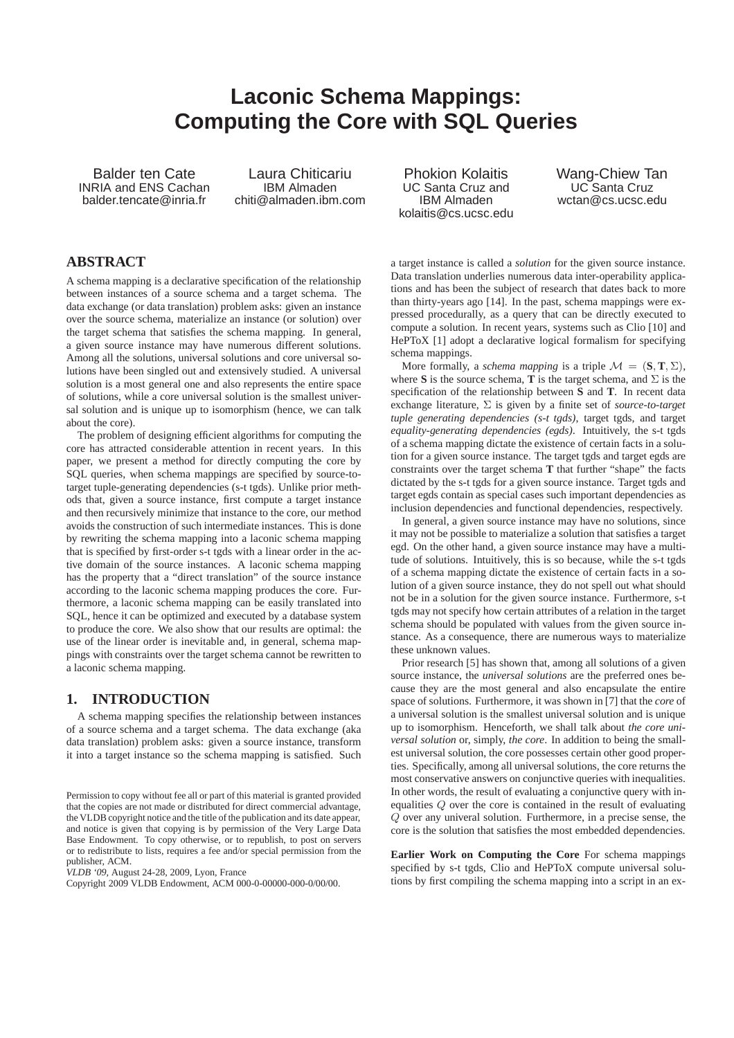# Laconic Schema Mappings: Computing the Core with SQL Queries

Balder ten Cate
INRIA and ENS Cachan
balder.tencate@inria.fr

Laura Chiticariu
IBM Almaden
chiti@almaden.ibm.com

Phokion Kolaitis
UC Santa Cruz and IBM Almaden
kolaitis@cs.ucsc.edu

Wang-Chiew Tan
UC Santa Cruz
wctan@cs.ucsc.edu

## ABSTRACT

A schema mapping is a declarative specification of the relationship between instances of a source schema and a target schema. The data exchange (or data translation) problem asks: given an instance over the source schema, materialize an instance (or solution) over the target schema that satisfies the schema mapping. In general, a given source instance may have numerous different solutions. Among all the solutions, universal solutions and core universal solutions have been singled out and extensively studied. A universal solution is a most general one and also represents the entire space of solutions, while a core universal solution is the smallest universal solution and is unique up to isomorphism (hence, we can talk about the core).

The problem of designing efficient algorithms for computing the core has attracted considerable attention in recent years. In this paper, we present a method for directly computing the core by SQL queries, when schema mappings are specified by source-to-target tuple-generating dependencies (s-t tgds). Unlike prior methods that, given a source instance, first compute a target instance and then recursively minimize that instance to the core, our method avoids the construction of such intermediate instances. This is done by rewriting the schema mapping into a laconic schema mapping that is specified by first-order s-t tgds with a linear order in the active domain of the source instances. A laconic schema mapping has the property that a "direct translation" of the source instance according to the laconic schema mapping produces the core. Furthermore, a laconic schema mapping can be easily translated into SQL, hence it can be optimized and executed by a database system to produce the core. We also show that our results are optimal: the use of the linear order is inevitable and, in general, schema mappings with constraints over the target schema cannot be rewritten to a laconic schema mapping.

## 1. INTRODUCTION

A schema mapping specifies the relationship between instances of a source schema and a target schema. The data exchange (aka data translation) problem asks: given a source instance, transform it into a target instance so the schema mapping is satisfied. Such a target instance is called a *solution* for the given source instance. Data translation underlies numerous data inter-operability applications and has been the subject of research that dates back to more than thirty-years ago [14]. In the past, schema mappings were expressed procedurally, as a query that can be directly executed to compute a solution. In recent years, systems such as Clio [10] and HePToX [1] adopt a declarative logical formalism for specifying schema mappings.

More formally, a *schema mapping* is a triple $\mathcal{M} = (\mathbf{S}, \mathbf{T}, \Sigma)$, where **S** is the source schema, **T** is the target schema, and $\Sigma$ is the specification of the relationship between **S** and **T**. In recent data exchange literature, $\Sigma$ is given by a finite set of *source-to-target tuple generating dependencies (s-t tgds)*, target tgds, and target *equality-generating dependencies (egds)*. Intuitively, the s-t tgds of a schema mapping dictate the existence of certain facts in a solution for a given source instance. The target tgds and target egds are constraints over the target schema **T** that further "shape" the facts dictated by the s-t tgds for a given source instance. Target tgds and target egds contain as special cases such important dependencies as inclusion dependencies and functional dependencies, respectively.

In general, a given source instance may have no solutions, since it may not be possible to materialize a solution that satisfies a target egd. On the other hand, a given source instance may have a multitude of solutions. Intuitively, this is so because, while the s-t tgds of a schema mapping dictate the existence of certain facts in a solution of a given source instance, they do not spell out what should not be in a solution for the given source instance. Furthermore, s-t tgds may not specify how certain attributes of a relation in the target schema should be populated with values from the given source instance. As a consequence, there are numerous ways to materialize these unknown values.

Prior research [5] has shown that, among all solutions of a given source instance, the *universal solutions* are the preferred ones because they are the most general and also encapsulate the entire space of solutions. Furthermore, it was shown in [7] that the *core* of a universal solution is the smallest universal solution and is unique up to isomorphism. Henceforth, we shall talk about *the core universal solution* or, simply, *the core*. In addition to being the smallest universal solution, the core possesses certain other good properties. Specifically, among all universal solutions, the core returns the most conservative answers on conjunctive queries with inequalities. In other words, the result of evaluating a conjunctive query with inequalities $Q$ over the core is contained in the result of evaluating $Q$ over any univeral solution. Furthermore, in a precise sense, the core is the solution that satisfies the most embedded dependencies.

**Earlier Work on Computing the Core** For schema mappings specified by s-t tgds, Clio and HePToX compute universal solutions by first compiling the schema mapping into a script in an ex-

Permission to copy without fee all or part of this material is granted provided that the copies are not made or distributed for direct commercial advantage, the VLDB copyright notice and the title of the publication and its date appear, and notice is given that copying is by permission of the Very Large Data Base Endowment. To copy otherwise, or to republish, to post on servers or to redistribute to lists, requires a fee and/or special permission from the publisher, ACM.
*VLDB '09*, August 24-28, 2009, Lyon, France
Copyright 2009 VLDB Endowment, ACM 000-0-00000-000-0/00/00.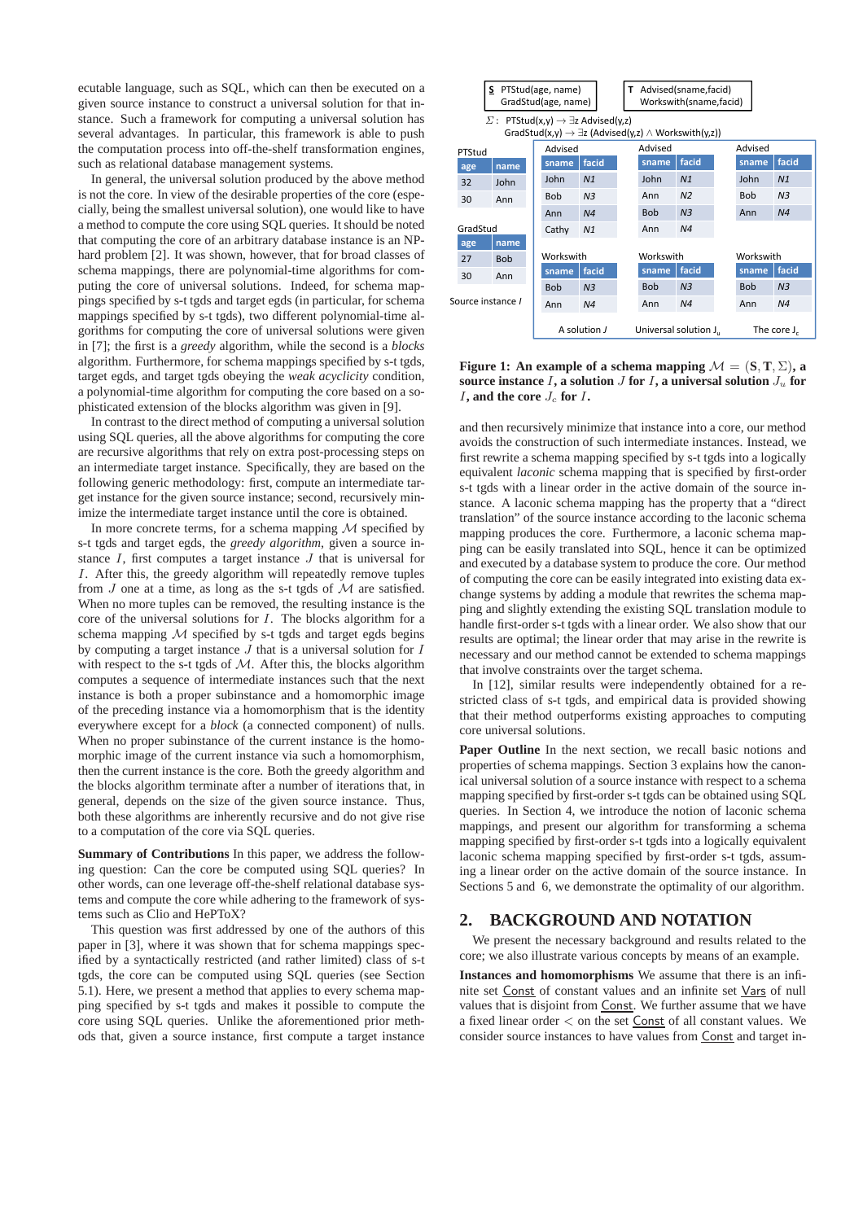ecutable language, such as SQL, which can then be executed on a given source instance to construct a universal solution for that instance. Such a framework for computing a universal solution has several advantages. In particular, this framework is able to push the computation process into off-the-shelf transformation engines, such as relational database management systems.

In general, the universal solution produced by the above method is not the core. In view of the desirable properties of the core (especially, being the smallest universal solution), one would like to have a method to compute the core using SQL queries. It should be noted that computing the core of an arbitrary database instance is an NP-hard problem [2]. It was shown, however, that for broad classes of schema mappings, there are polynomial-time algorithms for computing the core of universal solutions. Indeed, for schema mappings specified by s-t tgds and target egds (in particular, for schema mappings specified by s-t tgds), two different polynomial-time algorithms for computing the core of universal solutions were given in [7]; the first is a *greedy* algorithm, while the second is a *blocks* algorithm. Furthermore, for schema mappings specified by s-t tgds, target egds, and target tgds obeying the *weak acyclicity* condition, a polynomial-time algorithm for computing the core based on a sophisticated extension of the blocks algorithm was given in [9].

In contrast to the direct method of computing a universal solution using SQL queries, all the above algorithms for computing the core are recursive algorithms that rely on extra post-processing steps on an intermediate target instance. Specifically, they are based on the following generic methodology: first, compute an intermediate target instance for the given source instance; second, recursively minimize the intermediate target instance until the core is obtained.

In more concrete terms, for a schema mapping $\mathcal{M}$ specified by s-t tgds and target egds, the *greedy algorithm*, given a source instance $I$, first computes a target instance $J$ that is universal for $I$. After this, the greedy algorithm will repeatedly remove tuples from $J$ one at a time, as long as the s-t tgds of $\mathcal{M}$ are satisfied. When no more tuples can be removed, the resulting instance is the core of the universal solutions for $I$. The blocks algorithm for a schema mapping $\mathcal{M}$ specified by s-t tgds and target egds begins by computing a target instance $J$ that is a universal solution for $I$ with respect to the s-t tgds of $\mathcal{M}$. After this, the blocks algorithm computes a sequence of intermediate instances such that the next instance is both a proper subinstance and a homomorphic image of the preceding instance via a homomorphism that is the identity everywhere except for a *block* (a connected component) of nulls. When no proper subinstance of the current instance is the homomorphic image of the current instance via such a homomorphism, then the current instance is the core. Both the greedy algorithm and the blocks algorithm terminate after a number of iterations that, in general, depends on the size of the given source instance. Thus, both these algorithms are inherently recursive and do not give rise to a computation of the core via SQL queries.

**Summary of Contributions** In this paper, we address the following question: Can the core be computed using SQL queries? In other words, can one leverage off-the-shelf relational database systems and compute the core while adhering to the framework of systems such as Clio and HePToX?

This question was first addressed by one of the authors of this paper in [3], where it was shown that for schema mappings specified by a syntactically restricted (and rather limited) class of s-t tgds, the core can be computed using SQL queries (see Section 5.1). Here, we present a method that applies to every schema mapping specified by s-t tgds and makes it possible to compute the core using SQL queries. Unlike the aforementioned prior methods that, given a source instance, first compute a target instance and then recursively minimize that instance into a core, our method avoids the construction of such intermediate instances. Instead, we first rewrite a schema mapping specified by s-t tgds into a logically equivalent *laconic* schema mapping that is specified by first-order s-t tgds with a linear order in the active domain of the source instance. A laconic schema mapping has the property that a "direct translation" of the source instance according to the laconic schema mapping produces the core. Furthermore, a laconic schema mapping can be easily translated into SQL, hence it can be optimized and executed by a database system to produce the core. Our method of computing the core can be easily integrated into existing data exchange systems by adding a module that rewrites the schema mapping and slightly extending the existing SQL translation module to handle first-order s-t tgds with a linear order. We also show that our results are optimal; the linear order that may arise in the rewrite is necessary and our method cannot be extended to schema mappings that involve constraints over the target schema.

In [12], similar results were independently obtained for a restricted class of s-t tgds, and empirical data is provided showing that their method outperforms existing approaches to computing core universal solutions.

**S**: PTStud(age, name), GradStud(age, name)

**T**: Advised(sname,facid), Workswith(sname,facid)

$\Sigma$: PTStud(x,y) → ∃z Advised(y,z)
GradStud(x,y) → ∃z (Advised(y,z) ∧ Workswith(y,z))

Source instance $I$:

PTStud

| age | name |
|---|---|
| 32 | John |
| 30 | Ann |

GradStud

| age | name |
|---|---|
| 27 | Bob |
| 30 | Ann |

A solution $J$:

Advised

| sname | facid |
|---|---|
| John | N1 |
| Bob | N3 |
| Ann | N4 |
| Cathy | N1 |

Workswith

| sname | facid |
|---|---|
| Bob | N3 |
| Ann | N4 |

Universal solution $J_u$:

Advised

| sname | facid |
|---|---|
| John | N1 |
| Ann | N2 |
| Bob | N3 |
| Ann | N4 |

Workswith

| sname | facid |
|---|---|
| Bob | N3 |
| Ann | N4 |

The core $J_c$:

Advised

| sname | facid |
|---|---|
| John | N1 |
| Bob | N3 |
| Ann | N4 |

Workswith

| sname | facid |
|---|---|
| Bob | N3 |
| Ann | N4 |

**Figure 1: An example of a schema mapping $\mathcal{M} = (\mathbf{S}, \mathbf{T}, \Sigma)$, a source instance $I$, a solution $J$ for $I$, a universal solution $J_u$ for $I$, and the core $J_c$ for $I$.**

**Paper Outline** In the next section, we recall basic notions and properties of schema mappings. Section 3 explains how the canonical universal solution of a source instance with respect to a schema mapping specified by first-order s-t tgds can be obtained using SQL queries. In Section 4, we introduce the notion of laconic schema mappings, and present our algorithm for transforming a schema mapping specified by first-order s-t tgds into a logically equivalent laconic schema mapping specified by first-order s-t tgds, assuming a linear order on the active domain of the source instance. In Sections 5 and 6, we demonstrate the optimality of our algorithm.

## 2. BACKGROUND AND NOTATION

We present the necessary background and results related to the core; we also illustrate various concepts by means of an example.

**Instances and homomorphisms** We assume that there is an infinite set Const of constant values and an infinite set Vars of null values that is disjoint from Const. We further assume that we have a fixed linear order $<$ on the set Const of all constant values. We consider source instances to have values from Const and target in-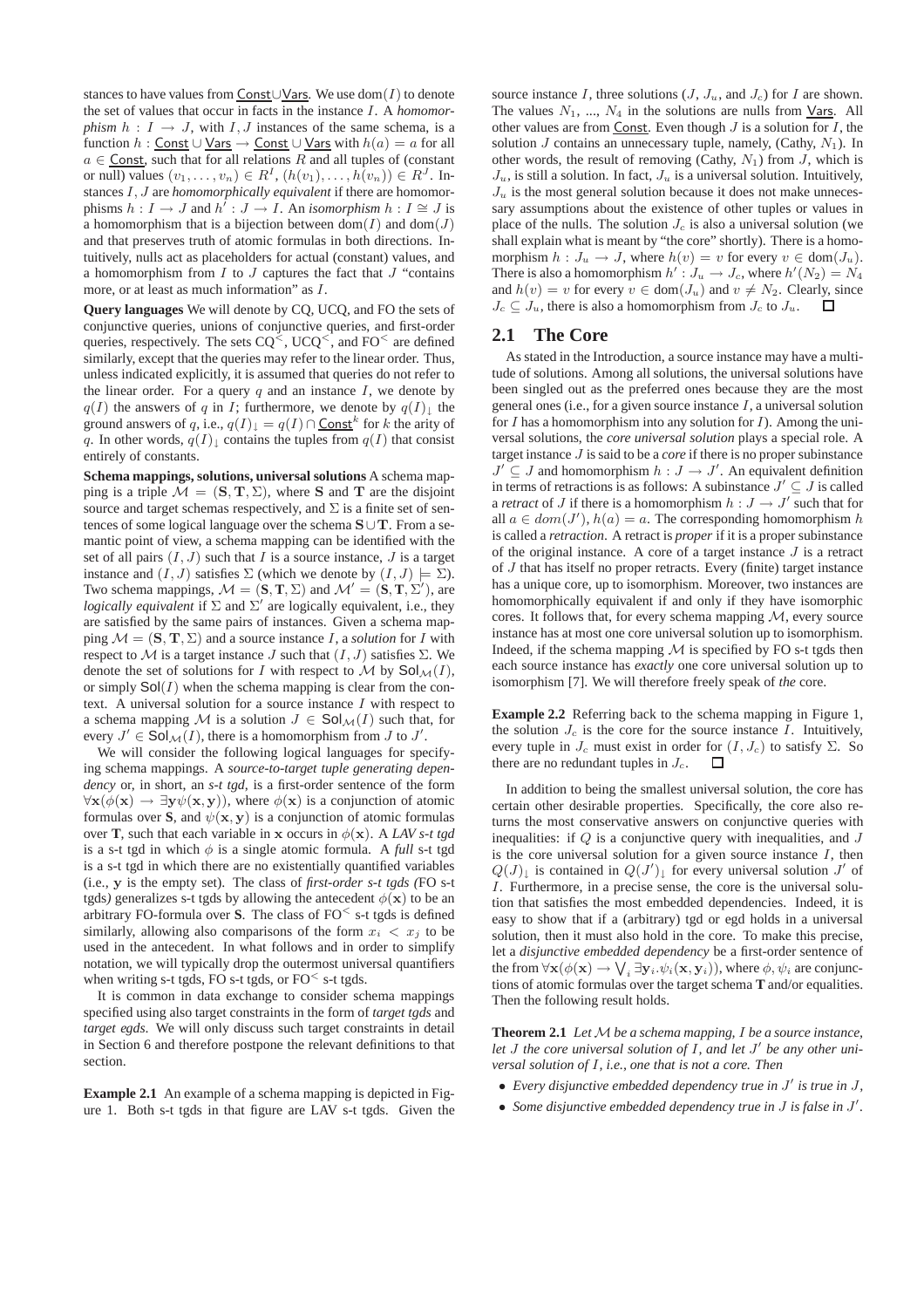stances to have values from $\underline{\mathsf{Const}} \cup \underline{\mathsf{Vars}}$. We use $\mathrm{dom}(I)$ to denote the set of values that occur in facts in the instance $I$. A *homomorphism* $h : I \to J$, with $I, J$ instances of the same schema, is a function $h : \underline{\mathsf{Const}} \cup \underline{\mathsf{Vars}} \to \underline{\mathsf{Const}} \cup \underline{\mathsf{Vars}}$ with $h(a) = a$ for all $a \in \underline{\mathsf{Const}}$, such that for all relations $R$ and all tuples of (constant or null) values $(v_1, \ldots, v_n) \in R^I$, $(h(v_1), \ldots, h(v_n)) \in R^J$. Instances $I, J$ are *homomorphically equivalent* if there are homomorphisms $h : I \to J$ and $h' : J \to I$. An *isomorphism* $h : I \cong J$ is a homomorphism that is a bijection between $\mathrm{dom}(I)$ and $\mathrm{dom}(J)$ and that preserves truth of atomic formulas in both directions. Intuitively, nulls act as placeholders for actual (constant) values, and a homomorphism from $I$ to $J$ captures the fact that $J$ "contains more, or at least as much information" as $I$.

**Query languages** We will denote by CQ, UCQ, and FO the sets of conjunctive queries, unions of conjunctive queries, and first-order queries, respectively. The sets $\mathrm{CQ}^<$, $\mathrm{UCQ}^<$, and $\mathrm{FO}^<$ are defined similarly, except that the queries may refer to the linear order. Thus, unless indicated explicitly, it is assumed that queries do not refer to the linear order. For a query $q$ and an instance $I$, we denote by $q(I)$ the answers of $q$ in $I$; furthermore, we denote by $q(I)_\downarrow$ the ground answers of $q$, i.e., $q(I)_\downarrow = q(I) \cap \underline{\mathsf{Const}}^k$ for $k$ the arity of $q$. In other words, $q(I)_\downarrow$ contains the tuples from $q(I)$ that consist entirely of constants.

**Schema mappings, solutions, universal solutions** A schema mapping is a triple $\mathcal{M} = (\mathbf{S}, \mathbf{T}, \Sigma)$, where $\mathbf{S}$ and $\mathbf{T}$ are the disjoint source and target schemas respectively, and $\Sigma$ is a finite set of sentences of some logical language over the schema $\mathbf{S} \cup \mathbf{T}$. From a semantic point of view, a schema mapping can be identified with the set of all pairs $(I, J)$ such that $I$ is a source instance, $J$ is a target instance and $(I, J)$ satisfies $\Sigma$ (which we denote by $(I, J) \models \Sigma$). Two schema mappings, $\mathcal{M} = (\mathbf{S}, \mathbf{T}, \Sigma)$ and $\mathcal{M}' = (\mathbf{S}, \mathbf{T}, \Sigma')$, are *logically equivalent* if $\Sigma$ and $\Sigma'$ are logically equivalent, i.e., they are satisfied by the same pairs of instances. Given a schema mapping $\mathcal{M} = (\mathbf{S}, \mathbf{T}, \Sigma)$ and a source instance $I$, a *solution* for $I$ with respect to $\mathcal{M}$ is a target instance $J$ such that $(I, J)$ satisfies $\Sigma$. We denote the set of solutions for $I$ with respect to $\mathcal{M}$ by $\mathsf{Sol}_{\mathcal{M}}(I)$, or simply $\mathsf{Sol}(I)$ when the schema mapping is clear from the context. A universal solution for a source instance $I$ with respect to a schema mapping $\mathcal{M}$ is a solution $J \in \mathsf{Sol}_{\mathcal{M}}(I)$ such that, for every $J' \in \mathsf{Sol}_{\mathcal{M}}(I)$, there is a homomorphism from $J$ to $J'$.

We will consider the following logical languages for specifying schema mappings. A *source-to-target tuple generating dependency* or, in short, an *s-t tgd*, is a first-order sentence of the form $\forall \mathbf{x}(\phi(\mathbf{x}) \to \exists \mathbf{y} \psi(\mathbf{x}, \mathbf{y}))$, where $\phi(\mathbf{x})$ is a conjunction of atomic formulas over $\mathbf{S}$, and $\psi(\mathbf{x}, \mathbf{y})$ is a conjunction of atomic formulas over $\mathbf{T}$, such that each variable in $\mathbf{x}$ occurs in $\phi(\mathbf{x})$. A *LAV s-t tgd* is a s-t tgd in which $\phi$ is a single atomic formula. A *full* s-t tgd is a s-t tgd in which there are no existentially quantified variables (i.e., $\mathbf{y}$ is the empty set). The class of *first-order s-t tgds (*FO s-t tgds*)* generalizes s-t tgds by allowing the antecedent $\phi(\mathbf{x})$ to be an arbitrary FO-formula over $\mathbf{S}$. The class of $\mathrm{FO}^<$ s-t tgds is defined similarly, allowing also comparisons of the form $x_i < x_j$ to be used in the antecedent. In what follows and in order to simplify notation, we will typically drop the outermost universal quantifiers when writing s-t tgds, FO s-t tgds, or $\mathrm{FO}^<$ s-t tgds.

It is common in data exchange to consider schema mappings specified using also target constraints in the form of *target tgds* and *target egds*. We will only discuss such target constraints in detail in Section 6 and therefore postpone the relevant definitions to that section.

**Example 2.1** An example of a schema mapping is depicted in Figure 1. Both s-t tgds in that figure are LAV s-t tgds. Given the source instance $I$, three solutions ($J$, $J_u$, and $J_c$) for $I$ are shown. The values $N_1$, ..., $N_4$ in the solutions are nulls from $\underline{\mathsf{Vars}}$. All other values are from $\underline{\mathsf{Const}}$. Even though $J$ is a solution for $I$, the solution $J$ contains an unnecessary tuple, namely, (Cathy, $N_1$). In other words, the result of removing (Cathy, $N_1$) from $J$, which is $J_u$, is still a solution. In fact, $J_u$ is a universal solution. Intuitively, $J_u$ is the most general solution because it does not make unnecessary assumptions about the existence of other tuples or values in place of the nulls. The solution $J_c$ is also a universal solution (we shall explain what is meant by "the core" shortly). There is a homomorphism $h : J_u \to J$, where $h(v) = v$ for every $v \in \mathrm{dom}(J_u)$. There is also a homomorphism $h' : J_u \to J_c$, where $h'(N_2) = N_4$ and $h(v) = v$ for every $v \in \mathrm{dom}(J_u)$ and $v \neq N_2$. Clearly, since $J_c \subseteq J_u$, there is also a homomorphism from $J_c$ to $J_u$. $\square$

## 2.1 The Core

As stated in the Introduction, a source instance may have a multitude of solutions. Among all solutions, the universal solutions have been singled out as the preferred ones because they are the most general ones (i.e., for a given source instance $I$, a universal solution for $I$ has a homomorphism into any solution for $I$). Among the universal solutions, the *core universal solution* plays a special role. A target instance $J$ is said to be a *core* if there is no proper subinstance $J' \subseteq J$ and homomorphism $h : J \to J'$. An equivalent definition in terms of retractions is as follows: A subinstance $J' \subseteq J$ is called a *retract* of $J$ if there is a homomorphism $h : J \to J'$ such that for all $a \in dom(J')$, $h(a) = a$. The corresponding homomorphism $h$ is called a *retraction*. A retract is *proper* if it is a proper subinstance of the original instance. A core of a target instance $J$ is a retract of $J$ that has itself no proper retracts. Every (finite) target instance has a unique core, up to isomorphism. Moreover, two instances are homomorphically equivalent if and only if they have isomorphic cores. It follows that, for every schema mapping $\mathcal{M}$, every source instance has at most one core universal solution up to isomorphism. Indeed, if the schema mapping $\mathcal{M}$ is specified by FO s-t tgds then each source instance has *exactly* one core universal solution up to isomorphism [7]. We will therefore freely speak of *the* core.

**Example 2.2** Referring back to the schema mapping in Figure 1, the solution $J_c$ is the core for the source instance $I$. Intuitively, every tuple in $J_c$ must exist in order for $(I, J_c)$ to satisfy $\Sigma$. So there are no redundant tuples in $J_c$. $\square$

In addition to being the smallest universal solution, the core has certain other desirable properties. Specifically, the core also returns the most conservative answers on conjunctive queries with inequalities: if $Q$ is a conjunctive query with inequalities, and $J$ is the core universal solution for a given source instance $I$, then $Q(J)_\downarrow$ is contained in $Q(J')_\downarrow$ for every universal solution $J'$ of $I$. Furthermore, in a precise sense, the core is the universal solution that satisfies the most embedded dependencies. Indeed, it is easy to show that if a (arbitrary) tgd or egd holds in a universal solution, then it must also hold in the core. To make this precise, let a *disjunctive embedded dependency* be a first-order sentence of the from $\forall \mathbf{x}(\phi(\mathbf{x}) \to \bigvee_i \exists \mathbf{y}_i . \psi_i(\mathbf{x}, \mathbf{y}_i))$, where $\phi, \psi_i$ are conjunctions of atomic formulas over the target schema $\mathbf{T}$ and/or equalities. Then the following result holds.

**Theorem 2.1** *Let $\mathcal{M}$ be a schema mapping, $I$ be a source instance, let $J$ the core universal solution of $I$, and let $J'$ be any other universal solution of $I$, i.e., one that is not a core. Then*

- *Every disjunctive embedded dependency true in $J'$ is true in $J$,*
- *Some disjunctive embedded dependency true in $J$ is false in $J'$.*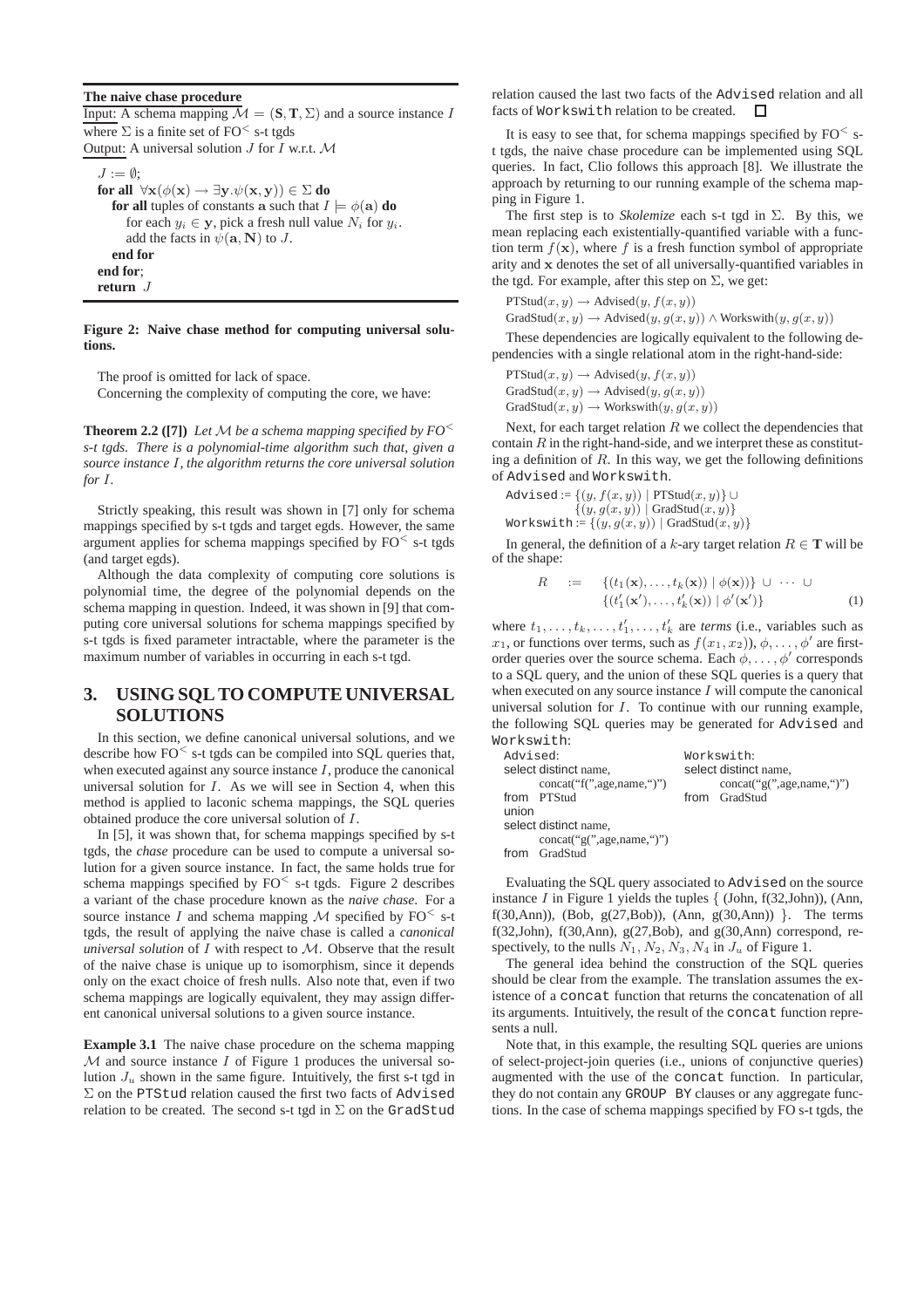**The naive chase procedure**

Input: A schema mapping $\mathcal{M} = (\mathbf{S}, \mathbf{T}, \Sigma)$ and a source instance $I$ where $\Sigma$ is a finite set of FO$^<$ s-t tgds
Output: A universal solution $J$ for $I$ w.r.t. $\mathcal{M}$

```
J := ∅;
for all ∀x(φ(x) → ∃y.ψ(x, y)) ∈ Σ do
   for all tuples of constants a such that I ⊨ φ(a) do
      for each y_i ∈ y, pick a fresh null value N_i for y_i.
      add the facts in ψ(a, N) to J.
   end for
end for;
return J
```

**Figure 2: Naive chase method for computing universal solutions.**

The proof is omitted for lack of space.

Concerning the complexity of computing the core, we have:

**Theorem 2.2 ([7])** *Let $\mathcal{M}$ be a schema mapping specified by FO$^<$ s-t tgds. There is a polynomial-time algorithm such that, given a source instance $I$, the algorithm returns the core universal solution for $I$.*

Strictly speaking, this result was shown in [7] only for schema mappings specified by s-t tgds and target egds. However, the same argument applies for schema mappings specified by FO$^<$ s-t tgds (and target egds).

Although the data complexity of computing core solutions is polynomial time, the degree of the polynomial depends on the schema mapping in question. Indeed, it was shown in [9] that computing core universal solutions for schema mappings specified by s-t tgds is fixed parameter intractable, where the parameter is the maximum number of variables in occurring in each s-t tgd.

# 3. USING SQL TO COMPUTE UNIVERSAL SOLUTIONS

In this section, we define canonical universal solutions, and we describe how FO$^<$ s-t tgds can be compiled into SQL queries that, when executed against any source instance $I$, produce the canonical universal solution for $I$. As we will see in Section 4, when this method is applied to laconic schema mappings, the SQL queries obtained produce the core universal solution of $I$.

In [5], it was shown that, for schema mappings specified by s-t tgds, the *chase* procedure can be used to compute a universal solution for a given source instance. In fact, the same holds true for schema mappings specified by FO$^<$ s-t tgds. Figure 2 describes a variant of the chase procedure known as the *naive chase*. For a source instance $I$ and schema mapping $\mathcal{M}$ specified by FO$^<$ s-t tgds, the result of applying the naive chase is called a *canonical universal solution* of $I$ with respect to $\mathcal{M}$. Observe that the result of the naive chase is unique up to isomorphism, since it depends only on the exact choice of fresh nulls. Also note that, even if two schema mappings are logically equivalent, they may assign different canonical universal solutions to a given source instance.

**Example 3.1** The naive chase procedure on the schema mapping $\mathcal{M}$ and source instance $I$ of Figure 1 produces the universal solution $J_u$ shown in the same figure. Intuitively, the first s-t tgd in $\Sigma$ on the PTStud relation caused the first two facts of Advised relation to be created. The second s-t tgd in $\Sigma$ on the GradStud relation caused the last two facts of the Advised relation and all facts of Workswith relation to be created. □

It is easy to see that, for schema mappings specified by FO$^<$ s-t tgds, the naive chase procedure can be implemented using SQL queries. In fact, Clio follows this approach [8]. We illustrate the approach by returning to our running example of the schema mapping in Figure 1.

The first step is to *Skolemize* each s-t tgd in $\Sigma$. By this, we mean replacing each existentially-quantified variable with a function term $f(\mathbf{x})$, where $f$ is a fresh function symbol of appropriate arity and $\mathbf{x}$ denotes the set of all universally-quantified variables in the tgd. For example, after this step on $\Sigma$, we get:

$\text{PTStud}(x, y) \rightarrow \text{Advised}(y, f(x, y))$
$\text{GradStud}(x, y) \rightarrow \text{Advised}(y, g(x, y)) \wedge \text{Workswith}(y, g(x, y))$

These dependencies are logically equivalent to the following dependencies with a single relational atom in the right-hand-side:

$\text{PTStud}(x, y) \rightarrow \text{Advised}(y, f(x, y))$
$\text{GradStud}(x, y) \rightarrow \text{Advised}(y, g(x, y))$
$\text{GradStud}(x, y) \rightarrow \text{Workswith}(y, g(x, y))$

Next, for each target relation $R$ we collect the dependencies that contain $R$ in the right-hand-side, and we interpret these as constituting a definition of $R$. In this way, we get the following definitions of Advised and Workswith.

$\text{Advised} := \{(y, f(x, y)) \mid \text{PTStud}(x, y)\} \cup \{(y, g(x, y)) \mid \text{GradStud}(x, y)\}$
$\text{Workswith} := \{(y, g(x, y)) \mid \text{GradStud}(x, y)\}$

In general, the definition of a $k$-ary target relation $R \in \mathbf{T}$ will be of the shape:

$$R \quad := \quad \{(t_1(\mathbf{x}), \ldots, t_k(\mathbf{x})) \mid \phi(\mathbf{x})\} \cup \cdots \cup \{(t'_1(\mathbf{x}'), \ldots, t'_k(\mathbf{x})) \mid \phi'(\mathbf{x}')\} \tag{1}$$

where $t_1, \ldots, t_k, \ldots, t'_1, \ldots, t'_k$ are *terms* (i.e., variables such as $x_1$, or functions over terms, such as $f(x_1, x_2)$), $\phi, \ldots, \phi'$ are first-order queries over the source schema. Each $\phi, \ldots, \phi'$ corresponds to a SQL query, and the union of these SQL queries is a query that when executed on any source instance $I$ will compute the canonical universal solution for $I$. To continue with our running example, the following SQL queries may be generated for Advised and Workswith:

```
Advised:
select distinct name,
       concat("f(",age,name,")")
from PTStud
union
select distinct name,
       concat("g(",age,name,")")
from GradStud
```

```
Workswith:
select distinct name,
       concat("g(",age,name,")")
from GradStud
```

Evaluating the SQL query associated to Advised on the source instance $I$ in Figure 1 yields the tuples { (John, f(32,John)), (Ann, f(30,Ann)), (Bob, g(27,Bob)), (Ann, g(30,Ann)) }. The terms f(32,John), f(30,Ann), g(27,Bob), and g(30,Ann) correspond, respectively, to the nulls $N_1, N_2, N_3, N_4$ in $J_u$ of Figure 1.

The general idea behind the construction of the SQL queries should be clear from the example. The translation assumes the existence of a concat function that returns the concatenation of all its arguments. Intuitively, the result of the concat function represents a null.

Note that, in this example, the resulting SQL queries are unions of select-project-join queries (i.e., unions of conjunctive queries) augmented with the use of the concat function. In particular, they do not contain any GROUP BY clauses or any aggregate functions. In the case of schema mappings specified by FO s-t tgds, the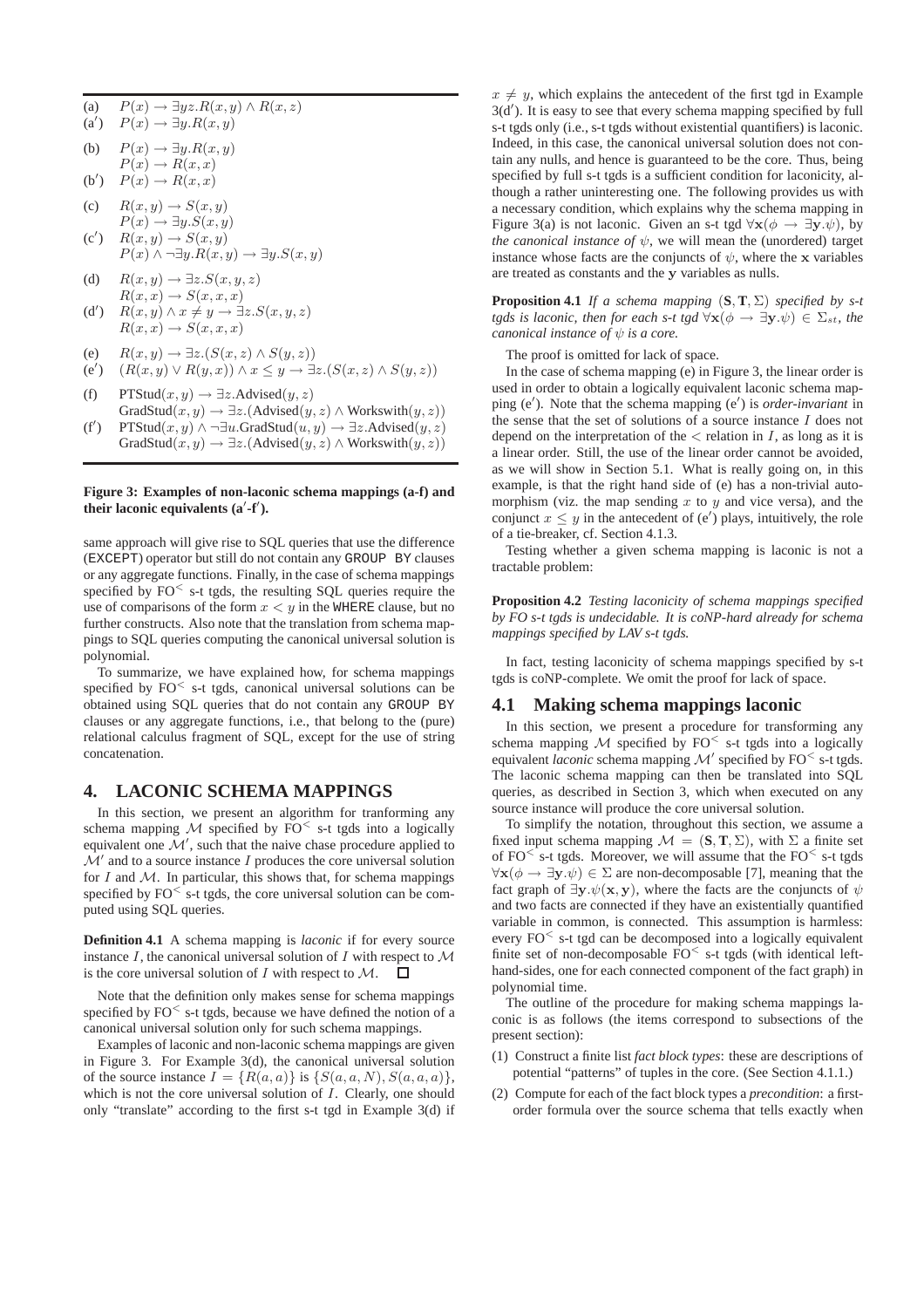(a) $P(x) \rightarrow \exists yz.R(x,y) \wedge R(x,z)$

(a′) $P(x) \rightarrow \exists y.R(x,y)$

(b) $P(x) \rightarrow \exists y.R(x,y)$
$P(x) \rightarrow R(x,x)$

(b′) $P(x) \rightarrow R(x,x)$

(c) $R(x,y) \rightarrow S(x,y)$
$P(x) \rightarrow \exists y.S(x,y)$

(c′) $R(x,y) \rightarrow S(x,y)$
$P(x) \wedge \neg\exists y.R(x,y) \rightarrow \exists y.S(x,y)$

(d) $R(x,y) \rightarrow \exists z.S(x,y,z)$
$R(x,x) \rightarrow S(x,x,x)$

(d′) $R(x,y) \wedge x \neq y \rightarrow \exists z.S(x,y,z)$
$R(x,x) \rightarrow S(x,x,x)$

(e) $R(x,y) \rightarrow \exists z.(S(x,z) \wedge S(y,z))$

(e′) $(R(x,y) \vee R(y,x)) \wedge x \leq y \rightarrow \exists z.(S(x,z) \wedge S(y,z))$

(f) $\text{PTStud}(x,y) \rightarrow \exists z.\text{Advised}(y,z)$
$\text{GradStud}(x,y) \rightarrow \exists z.(\text{Advised}(y,z) \wedge \text{Workswith}(y,z))$

(f′) $\text{PTStud}(x,y) \wedge \neg\exists u.\text{GradStud}(u,y) \rightarrow \exists z.\text{Advised}(y,z)$
$\text{GradStud}(x,y) \rightarrow \exists z.(\text{Advised}(y,z) \wedge \text{Workswith}(y,z))$

**Figure 3: Examples of non-laconic schema mappings (a-f) and their laconic equivalents (a′-f′).**

same approach will give rise to SQL queries that use the difference (EXCEPT) operator but still do not contain any GROUP BY clauses or any aggregate functions. Finally, in the case of schema mappings specified by $\text{FO}^<$ s-t tgds, the resulting SQL queries require the use of comparisons of the form $x < y$ in the WHERE clause, but no further constructs. Also note that the translation from schema mappings to SQL queries computing the canonical universal solution is polynomial.

To summarize, we have explained how, for schema mappings specified by $\text{FO}^<$ s-t tgds, canonical universal solutions can be obtained using SQL queries that do not contain any GROUP BY clauses or any aggregate functions, i.e., that belong to the (pure) relational calculus fragment of SQL, except for the use of string concatenation.

## 4. LACONIC SCHEMA MAPPINGS

In this section, we present an algorithm for tranforming any schema mapping $\mathcal{M}$ specified by $\text{FO}^<$ s-t tgds into a logically equivalent one $\mathcal{M}'$, such that the naive chase procedure applied to $\mathcal{M}'$ and to a source instance $I$ produces the core universal solution for $I$ and $\mathcal{M}$. In particular, this shows that, for schema mappings specified by $\text{FO}^<$ s-t tgds, the core universal solution can be computed using SQL queries.

**Definition 4.1** A schema mapping is *laconic* if for every source instance $I$, the canonical universal solution of $I$ with respect to $\mathcal{M}$ is the core universal solution of $I$ with respect to $\mathcal{M}$. □

Note that the definition only makes sense for schema mappings specified by $\text{FO}^<$ s-t tgds, because we have defined the notion of a canonical universal solution only for such schema mappings.

Examples of laconic and non-laconic schema mappings are given in Figure 3. For Example 3(d), the canonical universal solution of the source instance $I = \{R(a,a)\}$ is $\{S(a,a,N), S(a,a,a)\}$, which is not the core universal solution of $I$. Clearly, one should only "translate" according to the first s-t tgd in Example 3(d) if $x \neq y$, which explains the antecedent of the first tgd in Example 3(d′). It is easy to see that every schema mapping specified by full s-t tgds only (i.e., s-t tgds without existential quantifiers) is laconic. Indeed, in this case, the canonical universal solution does not contain any nulls, and hence is guaranteed to be the core. Thus, being specified by full s-t tgds is a sufficient condition for laconicity, although a rather uninteresting one. The following provides us with a necessary condition, which explains why the schema mapping in Figure 3(a) is not laconic. Given an s-t tgd $\forall \mathbf{x}(\phi \rightarrow \exists \mathbf{y}.\psi)$, by *the canonical instance of* $\psi$, we will mean the (unordered) target instance whose facts are the conjuncts of $\psi$, where the $\mathbf{x}$ variables are treated as constants and the $\mathbf{y}$ variables as nulls.

**Proposition 4.1** *If a schema mapping* $(\mathbf{S}, \mathbf{T}, \Sigma)$ *specified by s-t tgds is laconic, then for each s-t tgd* $\forall \mathbf{x}(\phi \rightarrow \exists \mathbf{y}.\psi) \in \Sigma_{st}$, *the canonical instance of* $\psi$ *is a core.*

The proof is omitted for lack of space.

In the case of schema mapping (e) in Figure 3, the linear order is used in order to obtain a logically equivalent laconic schema mapping (e′). Note that the schema mapping (e′) is *order-invariant* in the sense that the set of solutions of a source instance $I$ does not depend on the interpretation of the $<$ relation in $I$, as long as it is a linear order. Still, the use of the linear order cannot be avoided, as we will show in Section 5.1. What is really going on, in this example, is that the right hand side of (e) has a non-trivial automorphism (viz. the map sending $x$ to $y$ and vice versa), and the conjunct $x \leq y$ in the antecedent of (e′) plays, intuitively, the role of a tie-breaker, cf. Section 4.1.3.

Testing whether a given schema mapping is laconic is not a tractable problem:

**Proposition 4.2** *Testing laconicity of schema mappings specified by FO s-t tgds is undecidable. It is coNP-hard already for schema mappings specified by LAV s-t tgds.*

In fact, testing laconicity of schema mappings specified by s-t tgds is coNP-complete. We omit the proof for lack of space.

### 4.1 Making schema mappings laconic

In this section, we present a procedure for transforming any schema mapping $\mathcal{M}$ specified by $\text{FO}^<$ s-t tgds into a logically equivalent *laconic* schema mapping $\mathcal{M}'$ specified by $\text{FO}^<$ s-t tgds. The laconic schema mapping can then be translated into SQL queries, as described in Section 3, which when executed on any source instance will produce the core universal solution.

To simplify the notation, throughout this section, we assume a fixed input schema mapping $\mathcal{M} = (\mathbf{S}, \mathbf{T}, \Sigma)$, with $\Sigma$ a finite set of $\text{FO}^<$ s-t tgds. Moreover, we will assume that the $\text{FO}^<$ s-t tgds $\forall \mathbf{x}(\phi \rightarrow \exists \mathbf{y}.\psi) \in \Sigma$ are non-decomposable [7], meaning that the fact graph of $\exists \mathbf{y}.\psi(\mathbf{x}, \mathbf{y})$, where the facts are the conjuncts of $\psi$ and two facts are connected if they have an existentially quantified variable in common, is connected. This assumption is harmless: every $\text{FO}^<$ s-t tgd can be decomposed into a logically equivalent finite set of non-decomposable $\text{FO}^<$ s-t tgds (with identical left-hand-sides, one for each connected component of the fact graph) in polynomial time.

The outline of the procedure for making schema mappings laconic is as follows (the items correspond to subsections of the present section):

(1) Construct a finite list *fact block types*: these are descriptions of potential "patterns" of tuples in the core. (See Section 4.1.1.)

(2) Compute for each of the fact block types a *precondition*: a first-order formula over the source schema that tells exactly when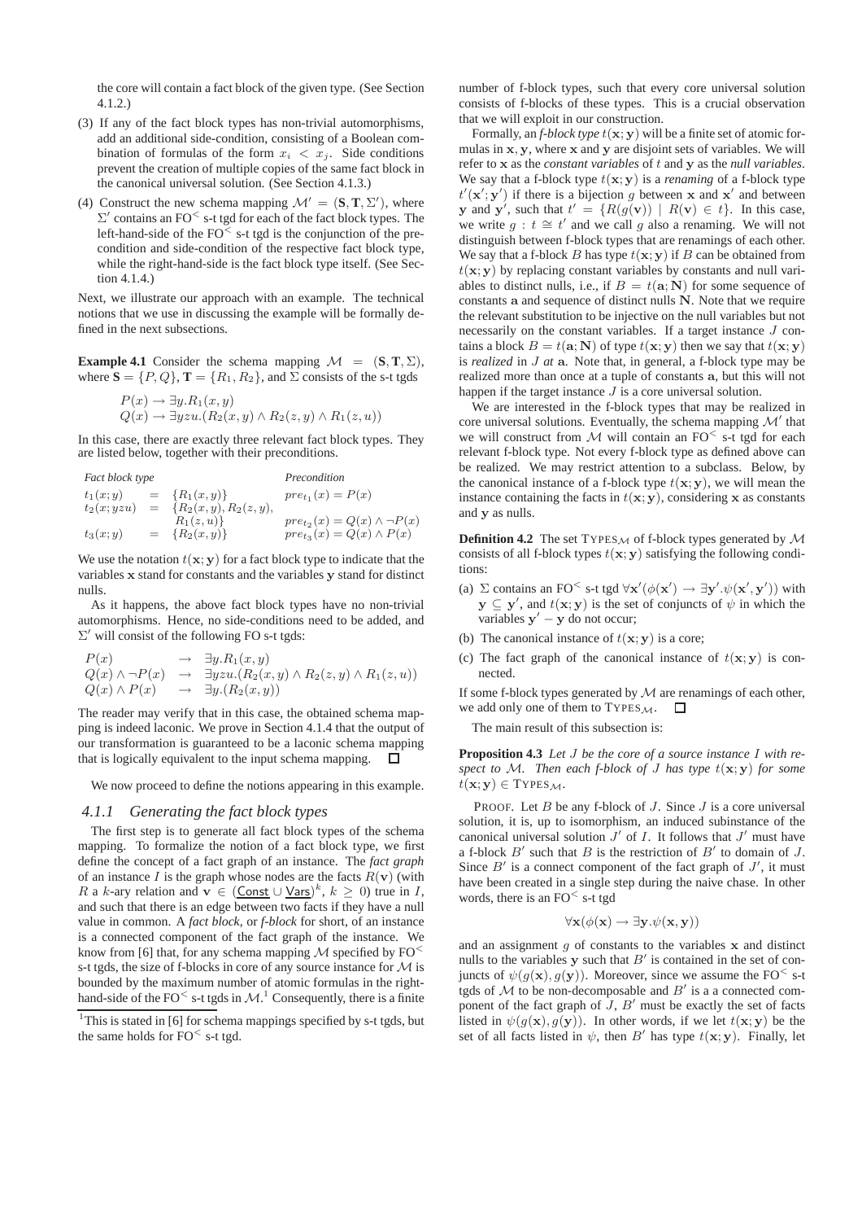the core will contain a fact block of the given type. (See Section 4.1.2.)

(3) If any of the fact block types has non-trivial automorphisms, add an additional side-condition, consisting of a Boolean combination of formulas of the form $x_i < x_j$. Side conditions prevent the creation of multiple copies of the same fact block in the canonical universal solution. (See Section 4.1.3.)

(4) Construct the new schema mapping $\mathcal{M}' = (\mathbf{S}, \mathbf{T}, \Sigma')$, where $\Sigma'$ contains an FO$^<$ s-t tgd for each of the fact block types. The left-hand-side of the FO$^<$ s-t tgd is the conjunction of the precondition and side-condition of the respective fact block type, while the right-hand-side is the fact block type itself. (See Section 4.1.4.)

Next, we illustrate our approach with an example. The technical notions that we use in discussing the example will be formally defined in the next subsections.

**Example 4.1** Consider the schema mapping $\mathcal{M} = (\mathbf{S}, \mathbf{T}, \Sigma)$, where $\mathbf{S} = \{P, Q\}$, $\mathbf{T} = \{R_1, R_2\}$, and $\Sigma$ consists of the s-t tgds

$$P(x) \rightarrow \exists y.R_1(x, y)$$
$$Q(x) \rightarrow \exists yzu.(R_2(x, y) \wedge R_2(z, y) \wedge R_1(z, u))$$

In this case, there are exactly three relevant fact block types. They are listed below, together with their preconditions.

| *Fact block type* | | | *Precondition* |
|---|---|---|---|
| $t_1(x; y)$ | $=$ | $\{R_1(x, y)\}$ | $pre_{t_1}(x) = P(x)$ |
| $t_2(x; yzu)$ | $=$ | $\{R_2(x, y), R_2(z, y), R_1(z, u)\}$ | $pre_{t_2}(x) = Q(x) \wedge \neg P(x)$ |
| $t_3(x; y)$ | $=$ | $\{R_2(x, y)\}$ | $pre_{t_3}(x) = Q(x) \wedge P(x)$ |

We use the notation $t(\mathbf{x}; \mathbf{y})$ for a fact block type to indicate that the variables $\mathbf{x}$ stand for constants and the variables $\mathbf{y}$ stand for distinct nulls.

As it happens, the above fact block types have no non-trivial automorphisms. Hence, no side-conditions need to be added, and $\Sigma'$ will consist of the following FO s-t tgds:

$$\begin{array}{lcl} P(x) & \rightarrow & \exists y.R_1(x, y) \\ Q(x) \wedge \neg P(x) & \rightarrow & \exists yzu.(R_2(x, y) \wedge R_2(z, y) \wedge R_1(z, u)) \\ Q(x) \wedge P(x) & \rightarrow & \exists y.(R_2(x, y)) \end{array}$$

The reader may verify that in this case, the obtained schema mapping is indeed laconic. We prove in Section 4.1.4 that the output of our transformation is guaranteed to be a laconic schema mapping that is logically equivalent to the input schema mapping. ☐

We now proceed to define the notions appearing in this example.

### 4.1.1 Generating the fact block types

The first step is to generate all fact block types of the schema mapping. To formalize the notion of a fact block type, we first define the concept of a fact graph of an instance. The *fact graph* of an instance $I$ is the graph whose nodes are the facts $R(\mathbf{v})$ (with $R$ a $k$-ary relation and $\mathbf{v} \in (\underline{\mathsf{Const}} \cup \underline{\mathsf{Vars}})^k$, $k \geq 0$) true in $I$, and such that there is an edge between two facts if they have a null value in common. A *fact block*, or *f-block* for short, of an instance is a connected component of the fact graph of the instance. We know from [6] that, for any schema mapping $\mathcal{M}$ specified by FO$^<$ s-t tgds, the size of f-blocks in core of any source instance for $\mathcal{M}$ is bounded by the maximum number of atomic formulas in the right-hand-side of the FO$^<$ s-t tgds in $\mathcal{M}$.[1] Consequently, there is a finite number of f-block types, such that every core universal solution consists of f-blocks of these types. This is a crucial observation that we will exploit in our construction.

[1] This is stated in [6] for schema mappings specified by s-t tgds, but the same holds for FO$^<$ s-t tgd.

Formally, an *f-block type* $t(\mathbf{x}; \mathbf{y})$ will be a finite set of atomic formulas in $\mathbf{x}, \mathbf{y}$, where $\mathbf{x}$ and $\mathbf{y}$ are disjoint sets of variables. We will refer to $\mathbf{x}$ as the *constant variables* of $t$ and $\mathbf{y}$ as the *null variables*. We say that a f-block type $t(\mathbf{x}; \mathbf{y})$ is a *renaming* of a f-block type $t'(\mathbf{x}'; \mathbf{y}')$ if there is a bijection $g$ between $\mathbf{x}$ and $\mathbf{x}'$ and between $\mathbf{y}$ and $\mathbf{y}'$, such that $t' = \{R(g(\mathbf{v})) \mid R(\mathbf{v}) \in t\}$. In this case, we write $g : t \cong t'$ and we call $g$ also a renaming. We will not distinguish between f-block types that are renamings of each other. We say that a f-block $B$ has type $t(\mathbf{x}; \mathbf{y})$ if $B$ can be obtained from $t(\mathbf{x}; \mathbf{y})$ by replacing constant variables by constants and null variables to distinct nulls, i.e., if $B = t(\mathbf{a}; \mathbf{N})$ for some sequence of constants $\mathbf{a}$ and sequence of distinct nulls $\mathbf{N}$. Note that we require the relevant substitution to be injective on the null variables but not necessarily on the constant variables. If a target instance $J$ contains a block $B = t(\mathbf{a}; \mathbf{N})$ of type $t(\mathbf{x}; \mathbf{y})$ then we say that $t(\mathbf{x}; \mathbf{y})$ is *realized* in $J$ *at* $\mathbf{a}$. Note that, in general, a f-block type may be realized more than once at a tuple of constants $\mathbf{a}$, but this will not happen if the target instance $J$ is a core universal solution.

We are interested in the f-block types that may be realized in core universal solutions. Eventually, the schema mapping $\mathcal{M}'$ that we will construct from $\mathcal{M}$ will contain an FO$^<$ s-t tgd for each relevant f-block type. Not every f-block type as defined above can be realized. We may restrict attention to a subclass. Below, by the canonical instance of a f-block type $t(\mathbf{x}; \mathbf{y})$, we will mean the instance containing the facts in $t(\mathbf{x}; \mathbf{y})$, considering $\mathbf{x}$ as constants and $\mathbf{y}$ as nulls.

**Definition 4.2** The set $\text{TYPES}_{\mathcal{M}}$ of f-block types generated by $\mathcal{M}$ consists of all f-block types $t(\mathbf{x}; \mathbf{y})$ satisfying the following conditions:

(a) $\Sigma$ contains an FO$^<$ s-t tgd $\forall \mathbf{x}'(\phi(\mathbf{x}') \rightarrow \exists \mathbf{y}'.\psi(\mathbf{x}', \mathbf{y}'))$ with $\mathbf{y} \subseteq \mathbf{y}'$, and $t(\mathbf{x}; \mathbf{y})$ is the set of conjuncts of $\psi$ in which the variables $\mathbf{y}' - \mathbf{y}$ do not occur;

(b) The canonical instance of $t(\mathbf{x}; \mathbf{y})$ is a core;

(c) The fact graph of the canonical instance of $t(\mathbf{x}; \mathbf{y})$ is connected.

If some f-block types generated by $\mathcal{M}$ are renamings of each other, we add only one of them to $\text{TYPES}_{\mathcal{M}}$. ☐

The main result of this subsection is:

**Proposition 4.3** *Let $J$ be the core of a source instance $I$ with respect to $\mathcal{M}$. Then each f-block of $J$ has type $t(\mathbf{x}; \mathbf{y})$ for some $t(\mathbf{x}; \mathbf{y}) \in \text{TYPES}_{\mathcal{M}}$.*

PROOF. Let $B$ be any f-block of $J$. Since $J$ is a core universal solution, it is, up to isomorphism, an induced subinstance of the canonical universal solution $J'$ of $I$. It follows that $J'$ must have a f-block $B'$ such that $B$ is the restriction of $B'$ to domain of $J$. Since $B'$ is a connect component of the fact graph of $J'$, it must have been created in a single step during the naive chase. In other words, there is an FO$^<$ s-t tgd

$$\forall \mathbf{x}(\phi(\mathbf{x}) \rightarrow \exists \mathbf{y}.\psi(\mathbf{x}, \mathbf{y}))$$

and an assignment $g$ of constants to the variables $\mathbf{x}$ and distinct nulls to the variables $\mathbf{y}$ such that $B'$ is contained in the set of conjuncts of $\psi(g(\mathbf{x}), g(\mathbf{y}))$. Moreover, since we assume the FO$^<$ s-t tgds of $\mathcal{M}$ to be non-decomposable and $B'$ is a a connected component of the fact graph of $J$, $B'$ must be exactly the set of facts listed in $\psi(g(\mathbf{x}), g(\mathbf{y}))$. In other words, if we let $t(\mathbf{x}; \mathbf{y})$ be the set of all facts listed in $\psi$, then $B'$ has type $t(\mathbf{x}; \mathbf{y})$. Finally, let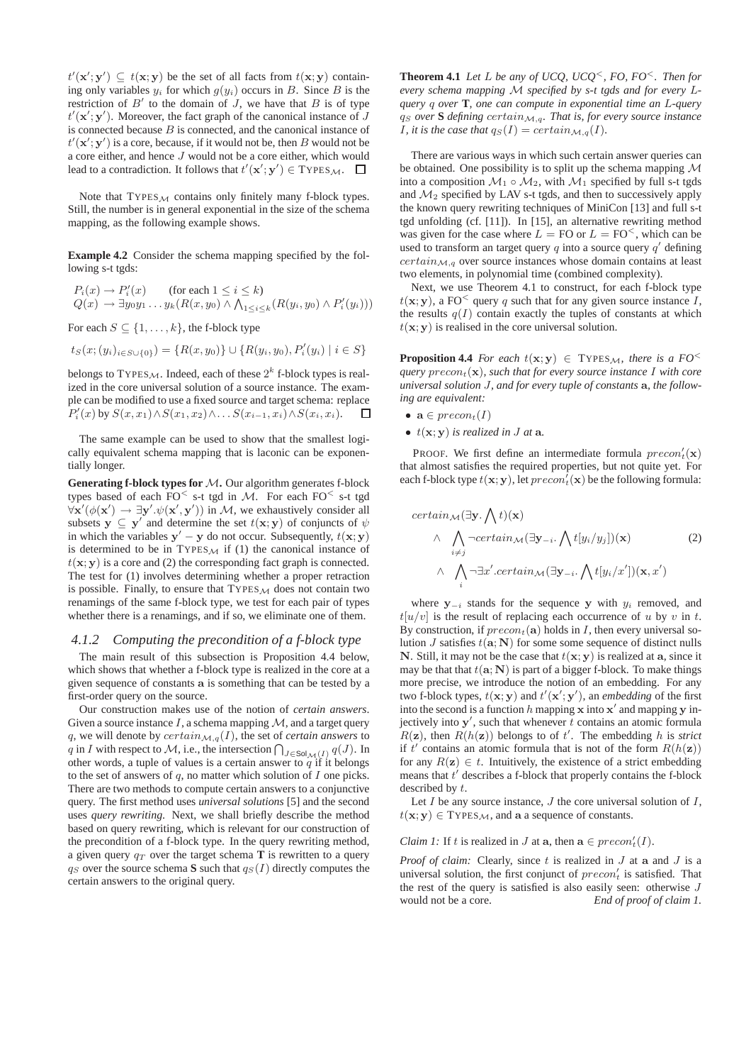$t'(\mathbf{x}';\mathbf{y}') \subseteq t(\mathbf{x};\mathbf{y})$ be the set of all facts from $t(\mathbf{x};\mathbf{y})$ containing only variables $y_i$ for which $g(y_i)$ occurs in $B$. Since $B$ is the restriction of $B'$ to the domain of $J$, we have that $B$ is of type $t'(\mathbf{x}';\mathbf{y}')$. Moreover, the fact graph of the canonical instance of $J$ is connected because $B$ is connected, and the canonical instance of $t'(\mathbf{x}';\mathbf{y}')$ is a core, because, if it would not be, then $B$ would not be a core either, and hence $J$ would not be a core either, which would lead to a contradiction. It follows that $t'(\mathbf{x}';\mathbf{y}') \in \text{TYPES}_{\mathcal{M}}$. $\square$

Note that $\text{TYPES}_{\mathcal{M}}$ contains only finitely many f-block types. Still, the number is in general exponential in the size of the schema mapping, as the following example shows.

**Example 4.2** Consider the schema mapping specified by the following s-t tgds:

$$P_i(x) \to P_i'(x) \qquad \text{(for each } 1 \leq i \leq k\text{)}$$
$$Q(x) \to \exists y_0 y_1 \ldots y_k (R(x, y_0) \wedge \bigwedge_{1 \leq i \leq k} (R(y_i, y_0) \wedge P_i'(y_i)))$$

For each $S \subseteq \{1, \ldots, k\}$, the f-block type

$$t_S(x; (y_i)_{i \in S \cup \{0\}}) = \{R(x, y_0)\} \cup \{R(y_i, y_0), P_i'(y_i) \mid i \in S\}$$

belongs to $\text{TYPES}_{\mathcal{M}}$. Indeed, each of these $2^k$ f-block types is realized in the core universal solution of a source instance. The example can be modified to use a fixed source and target schema: replace $P_i'(x)$ by $S(x, x_1) \wedge S(x_1, x_2) \wedge \ldots S(x_{i-1}, x_i) \wedge S(x_i, x_i)$. $\square$

The same example can be used to show that the smallest logically equivalent schema mapping that is laconic can be exponentially longer.

**Generating f-block types for $\mathcal{M}$.** Our algorithm generates f-block types based of each $\text{FO}^<$ s-t tgd in $\mathcal{M}$. For each $\text{FO}^<$ s-t tgd $\forall \mathbf{x}'(\phi(\mathbf{x}') \to \exists \mathbf{y}'.\psi(\mathbf{x}', \mathbf{y}'))$ in $\mathcal{M}$, we exhaustively consider all subsets $\mathbf{y} \subseteq \mathbf{y}'$ and determine the set $t(\mathbf{x};\mathbf{y})$ of conjuncts of $\psi$ in which the variables $\mathbf{y}' - \mathbf{y}$ do not occur. Subsequently, $t(\mathbf{x};\mathbf{y})$ is determined to be in $\text{TYPES}_{\mathcal{M}}$ if (1) the canonical instance of $t(\mathbf{x};\mathbf{y})$ is a core and (2) the corresponding fact graph is connected. The test for (1) involves determining whether a proper retraction is possible. Finally, to ensure that $\text{TYPES}_{\mathcal{M}}$ does not contain two renamings of the same f-block type, we test for each pair of types whether there is a renamings, and if so, we eliminate one of them.

### 4.1.2 Computing the precondition of a f-block type

The main result of this subsection is Proposition 4.4 below, which shows that whether a f-block type is realized in the core at a given sequence of constants $\mathbf{a}$ is something that can be tested by a first-order query on the source.

Our construction makes use of the notion of *certain answers*. Given a source instance $I$, a schema mapping $\mathcal{M}$, and a target query $q$, we will denote by $certain_{\mathcal{M},q}(I)$, the set of *certain answers* to $q$ in $I$ with respect to $\mathcal{M}$, i.e., the intersection $\bigcap_{J \in \text{Sol}_{\mathcal{M}}(I)} q(J)$. In other words, a tuple of values is a certain answer to $q$ if it belongs to the set of answers of $q$, no matter which solution of $I$ one picks. There are two methods to compute certain answers to a conjunctive query. The first method uses *universal solutions* [5] and the second uses *query rewriting*. Next, we shall briefly describe the method based on query rewriting, which is relevant for our construction of the precondition of a f-block type. In the query rewriting method, a given query $q_T$ over the target schema $\mathbf{T}$ is rewritten to a query $q_S$ over the source schema $\mathbf{S}$ such that $q_S(I)$ directly computes the certain answers to the original query.

**Theorem 4.1** *Let $L$ be any of UCQ, UCQ$^<$, FO, FO$^<$. Then for every schema mapping $\mathcal{M}$ specified by s-t tgds and for every $L$-query $q$ over $\mathbf{T}$, one can compute in exponential time an $L$-query $q_S$ over $\mathbf{S}$ defining $certain_{\mathcal{M},q}$. That is, for every source instance $I$, it is the case that $q_S(I) = certain_{\mathcal{M},q}(I)$.*

There are various ways in which such certain answer queries can be obtained. One possibility is to split up the schema mapping $\mathcal{M}$ into a composition $\mathcal{M}_1 \circ \mathcal{M}_2$, with $\mathcal{M}_1$ specified by full s-t tgds and $\mathcal{M}_2$ specified by LAV s-t tgds, and then to successively apply the known query rewriting techniques of MiniCon [13] and full s-t tgd unfolding (cf. [11]). In [15], an alternative rewriting method was given for the case where $L = \text{FO}$ or $L = \text{FO}^<$, which can be used to transform an target query $q$ into a source query $q'$ defining $certain_{\mathcal{M},q}$ over source instances whose domain contains at least two elements, in polynomial time (combined complexity).

Next, we use Theorem 4.1 to construct, for each f-block type $t(\mathbf{x};\mathbf{y})$, a $\text{FO}^<$ query $q$ such that for any given source instance $I$, the results $q(I)$ contain exactly the tuples of constants at which $t(\mathbf{x};\mathbf{y})$ is realised in the core universal solution.

**Proposition 4.4** *For each $t(\mathbf{x};\mathbf{y}) \in \text{TYPES}_{\mathcal{M}}$, there is a FO$^<$ query $precon_t(\mathbf{x})$, such that for every source instance $I$ with core universal solution $J$, and for every tuple of constants $\mathbf{a}$, the following are equivalent:*

- $\mathbf{a} \in precon_t(I)$
- *$t(\mathbf{x};\mathbf{y})$ is realized in $J$ at $\mathbf{a}$.*

PROOF. We first define an intermediate formula $precon_t'(\mathbf{x})$ that almost satisfies the required properties, but not quite yet. For each f-block type $t(\mathbf{x};\mathbf{y})$, let $precon_t'(\mathbf{x})$ be the following formula:

$$\begin{aligned}
&certain_{\mathcal{M}}(\exists \mathbf{y}. \textstyle\bigwedge t)(\mathbf{x}) \\
&\quad \wedge \bigwedge_{i \neq j} \neg certain_{\mathcal{M}}(\exists \mathbf{y}_{-i}. \textstyle\bigwedge t[y_i/y_j])(\mathbf{x}) \qquad (2) \\
&\quad \wedge \bigwedge_{i} \neg \exists x'. certain_{\mathcal{M}}(\exists \mathbf{y}_{-i}. \textstyle\bigwedge t[y_i/x'])(\mathbf{x}, x')
\end{aligned}$$

where $\mathbf{y}_{-i}$ stands for the sequence $\mathbf{y}$ with $y_i$ removed, and $t[u/v]$ is the result of replacing each occurrence of $u$ by $v$ in $t$. By construction, if $precon_t(\mathbf{a})$ holds in $I$, then every universal solution $J$ satisfies $t(\mathbf{a};\mathbf{N})$ for some sequence of distinct nulls $\mathbf{N}$. Still, it may not be the case that $t(\mathbf{x};\mathbf{y})$ is realized at $\mathbf{a}$, since it may be that that $t(\mathbf{a};\mathbf{N})$ is part of a bigger f-block. To make things more precise, we introduce the notion of an embedding. For any two f-block types, $t(\mathbf{x};\mathbf{y})$ and $t'(\mathbf{x}';\mathbf{y}')$, an *embedding* of the first into the second is a function $h$ mapping $\mathbf{x}$ into $\mathbf{x}'$ and mapping $\mathbf{y}$ injectively into $\mathbf{y}'$, such that whenever $t$ contains an atomic formula $R(\mathbf{z})$, then $R(h(\mathbf{z}))$ belongs to of $t'$. The embedding $h$ is *strict* if $t'$ contains an atomic formula that is not of the form $R(h(\mathbf{z}))$ for any $R(\mathbf{z}) \in t$. Intuitively, the existence of a strict embedding means that $t'$ describes a f-block that properly contains the f-block described by $t$.

Let $I$ be any source instance, $J$ the core universal solution of $I$, $t(\mathbf{x};\mathbf{y}) \in \text{TYPES}_{\mathcal{M}}$, and $\mathbf{a}$ a sequence of constants.

*Claim 1:* If $t$ is realized in $J$ at $\mathbf{a}$, then $\mathbf{a} \in precon_t'(I)$.

*Proof of claim:* Clearly, since $t$ is realized in $J$ at $\mathbf{a}$ and $J$ is a universal solution, the first conjunct of $precon_t'$ is satisfied. That the rest of the query is satisfied is also easily seen: otherwise $J$ would not be a core. *End of proof of claim 1.*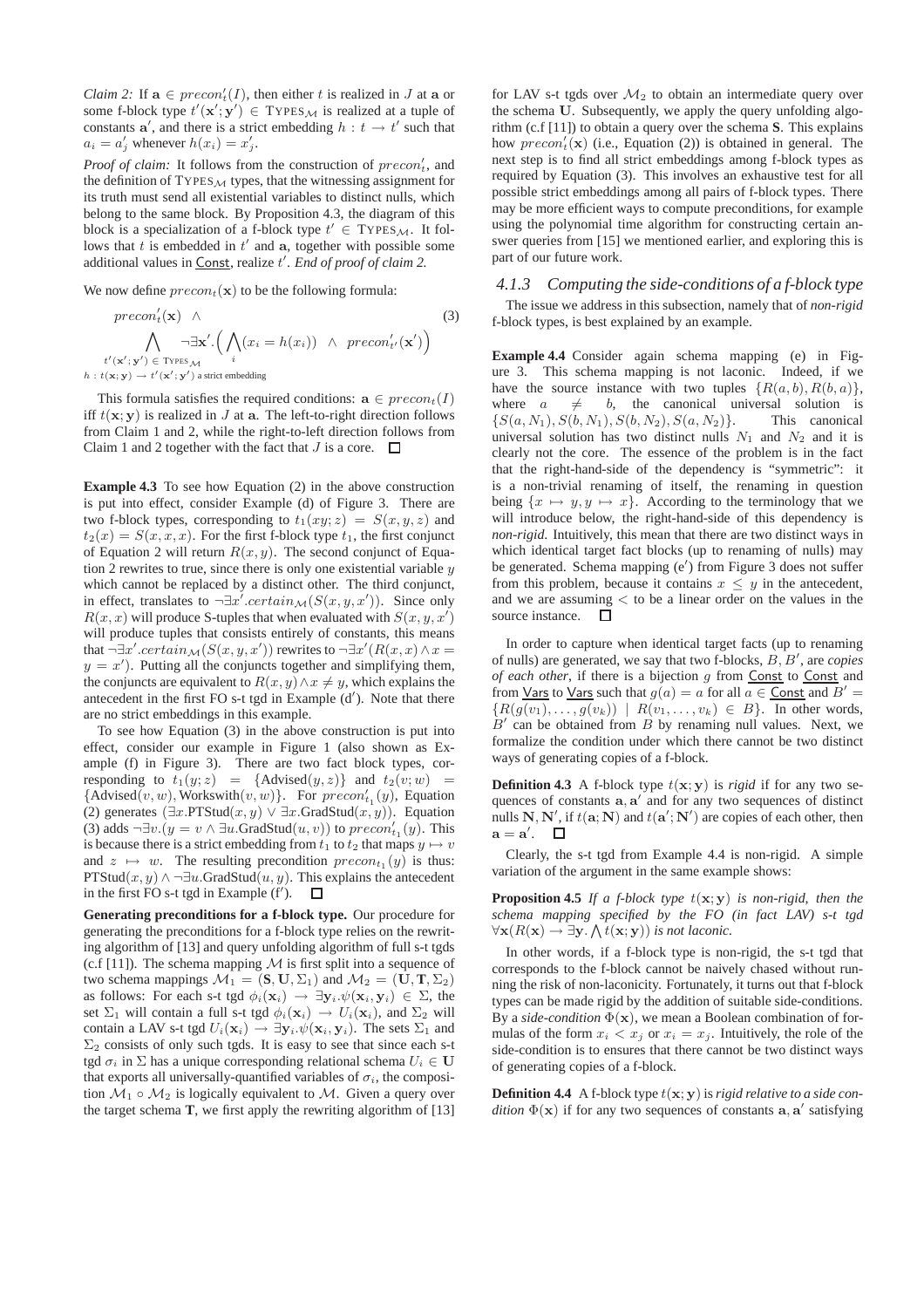*Claim 2:* If $\mathbf{a} \in precon'_t(I)$, then either $t$ is realized in $J$ at $\mathbf{a}$ or some f-block type $t'(\mathbf{x}';\mathbf{y}') \in \text{TYPES}_\mathcal{M}$ is realized at a tuple of constants $\mathbf{a}'$, and there is a strict embedding $h : t \to t'$ such that $a_i = a'_j$ whenever $h(x_i) = x'_j$.

*Proof of claim:* It follows from the construction of $precon'_t$, and the definition of $\text{TYPES}_\mathcal{M}$ types, that the witnessing assignment for its truth must send all existential variables to distinct nulls, which belong to the same block. By Proposition 4.3, the diagram of this block is a specialization of a f-block type $t' \in \text{TYPES}_\mathcal{M}$. It follows that $t$ is embedded in $t'$ and $\mathbf{a}$, together with possible some additional values in $\underline{\text{Const}}$, realize $t'$. *End of proof of claim 2.*

We now define $precon_t(\mathbf{x})$ to be the following formula:

$$precon'_t(\mathbf{x}) \;\wedge \qquad\qquad (3)$$
$$\bigwedge_{\substack{t'(\mathbf{x}';\mathbf{y}') \in \text{TYPES}_\mathcal{M} \\ h\,:\,t(\mathbf{x};\mathbf{y}) \to t'(\mathbf{x}';\mathbf{y}') \text{ a strict embedding}}} \neg\exists \mathbf{x}'.\Big(\bigwedge_i (x_i = h(x_i)) \;\wedge\; precon'_{t'}(\mathbf{x}')\Big)$$

This formula satisfies the required conditions: $\mathbf{a} \in precon_t(I)$ iff $t(\mathbf{x};\mathbf{y})$ is realized in $J$ at $\mathbf{a}$. The left-to-right direction follows from Claim 1 and 2, while the right-to-left direction follows from Claim 1 and 2 together with the fact that $J$ is a core. $\square$

**Example 4.3** To see how Equation (2) in the above construction is put into effect, consider Example (d) of Figure 3. There are two f-block types, corresponding to $t_1(xy;z) = S(x,y,z)$ and $t_2(x) = S(x,x,x)$. For the first f-block type $t_1$, the first conjunct of Equation 2 will return $R(x,y)$. The second conjunct of Equation 2 rewrites to true, since there is only one existential variable $y$ which cannot be replaced by a distinct other. The third conjunct, in effect, translates to $\neg\exists x'.certain_\mathcal{M}(S(x,y,x'))$. Since only $R(x,x)$ will produce S-tuples that when evaluated with $S(x,y,x')$ will produce tuples that consists entirely of constants, this means that $\neg\exists x'.certain_\mathcal{M}(S(x,y,x'))$ rewrites to $\neg\exists x'(R(x,x) \wedge x = y = x')$. Putting all the conjuncts together and simplifying them, the conjuncts are equivalent to $R(x,y) \wedge x \neq y$, which explains the antecedent in the first FO s-t tgd in Example (d′). Note that there are no strict embeddings in this example.

To see how Equation (3) in the above construction is put into effect, consider our example in Figure 1 (also shown as Example (f) in Figure 3). There are two fact block types, corresponding to $t_1(y;z) = \{\text{Advised}(y,z)\}$ and $t_2(v;w) = \{\text{Advised}(v,w), \text{Workswith}(v,w)\}$. For $precon'_{t_1}(y)$, Equation (2) generates $(\exists x.\text{PTStud}(x,y) \vee \exists x.\text{GradStud}(x,y))$. Equation (3) adds $\neg\exists v.(y = v \wedge \exists u.\text{GradStud}(u,v))$ to $precon'_{t_1}(y)$. This is because there is a strict embedding from $t_1$ to $t_2$ that maps $y \mapsto v$ and $z \mapsto w$. The resulting precondition $precon_{t_1}(y)$ is thus: $\text{PTStud}(x,y) \wedge \neg\exists u.\text{GradStud}(u,y)$. This explains the antecedent in the first FO s-t tgd in Example (f′). $\square$

**Generating preconditions for a f-block type.** Our procedure for generating the preconditions for a f-block type relies on the rewriting algorithm of [13] and query unfolding algorithm of full s-t tgds (c.f [11]). The schema mapping $\mathcal{M}$ is first split into a sequence of two schema mappings $\mathcal{M}_1 = (\mathbf{S},\mathbf{U},\Sigma_1)$ and $\mathcal{M}_2 = (\mathbf{U},\mathbf{T},\Sigma_2)$ as follows: For each s-t tgd $\phi_i(\mathbf{x}_i) \to \exists \mathbf{y}_i.\psi(\mathbf{x}_i,\mathbf{y}_i) \in \Sigma$, the set $\Sigma_1$ will contain a full s-t tgd $\phi_i(\mathbf{x}_i) \to U_i(\mathbf{x}_i)$, and $\Sigma_2$ will contain a LAV s-t tgd $U_i(\mathbf{x}_i) \to \exists \mathbf{y}_i.\psi(\mathbf{x}_i,\mathbf{y}_i)$. The sets $\Sigma_1$ and $\Sigma_2$ consists of only such tgds. It is easy to see that since each s-t tgd $\sigma_i$ in $\Sigma$ has a unique corresponding relational schema $U_i \in \mathbf{U}$ that exports all universally-quantified variables of $\sigma_i$, the composition $\mathcal{M}_1 \circ \mathcal{M}_2$ is logically equivalent to $\mathcal{M}$. Given a query over the target schema $\mathbf{T}$, we first apply the rewriting algorithm of [13] for LAV s-t tgds over $\mathcal{M}_2$ to obtain an intermediate query over the schema $\mathbf{U}$. Subsequently, we apply the query unfolding algorithm (c.f [11]) to obtain a query over the schema $\mathbf{S}$. This explains how $precon'_t(\mathbf{x})$ (i.e., Equation (2)) is obtained in general. The next step is to find all strict embeddings among f-block types as required by Equation (3). This involves an exhaustive test for all possible strict embeddings among all pairs of f-block types. There may be more efficient ways to compute preconditions, for example using the polynomial time algorithm for constructing certain answer queries from [15] we mentioned earlier, and exploring this is part of our future work.

### 4.1.3 Computing the side-conditions of a f-block type

The issue we address in this subsection, namely that of *non-rigid* f-block types, is best explained by an example.

**Example 4.4** Consider again schema mapping (e) in Figure 3. This schema mapping is not laconic. Indeed, if we have the source instance with two tuples $\{R(a,b), R(b,a)\}$, where $a \neq b$, the canonical universal solution is $\{S(a,N_1), S(b,N_1), S(b,N_2), S(a,N_2)\}$. This canonical universal solution has two distinct nulls $N_1$ and $N_2$ and it is clearly not the core. The essence of the problem is in the fact that the right-hand-side of the dependency is "symmetric": it is a non-trivial renaming of itself, the renaming in question being $\{x \mapsto y, y \mapsto x\}$. According to the terminology that we will introduce below, the right-hand-side of this dependency is *non-rigid*. Intuitively, this mean that there are two distinct ways in which identical target fact blocks (up to renaming of nulls) may be generated. Schema mapping (e′) from Figure 3 does not suffer from this problem, because it contains $x \leq y$ in the antecedent, and we are assuming $<$ to be a linear order on the values in the source instance. $\square$

In order to capture when identical target facts (up to renaming of nulls) are generated, we say that two f-blocks, $B, B'$, are *copies of each other*, if there is a bijection $g$ from $\underline{\text{Const}}$ to $\underline{\text{Const}}$ and from $\underline{\text{Vars}}$ to $\underline{\text{Vars}}$ such that $g(a) = a$ for all $a \in \underline{\text{Const}}$ and $B' = \{R(g(v_1),\ldots,g(v_k)) \mid R(v_1,\ldots,v_k) \in B\}$. In other words, $B'$ can be obtained from $B$ by renaming null values. Next, we formalize the condition under which there cannot be two distinct ways of generating copies of a f-block.

**Definition 4.3** A f-block type $t(\mathbf{x};\mathbf{y})$ is *rigid* if for any two sequences of constants $\mathbf{a},\mathbf{a}'$ and for any two sequences of distinct nulls $\mathbf{N},\mathbf{N}'$, if $t(\mathbf{a};\mathbf{N})$ and $t(\mathbf{a}';\mathbf{N}')$ are copies of each other, then $\mathbf{a} = \mathbf{a}'$. $\square$

Clearly, the s-t tgd from Example 4.4 is non-rigid. A simple variation of the argument in the same example shows:

**Proposition 4.5** *If a f-block type $t(\mathbf{x};\mathbf{y})$ is non-rigid, then the schema mapping specified by the FO (in fact LAV) s-t tgd $\forall \mathbf{x}(R(\mathbf{x}) \to \exists \mathbf{y}.\bigwedge t(\mathbf{x};\mathbf{y}))$ is not laconic.*

In other words, if a f-block type is non-rigid, the s-t tgd that corresponds to the f-block cannot be naively chased without running the risk of non-laconicity. Fortunately, it turns out that f-block types can be made rigid by the addition of suitable side-conditions. By a *side-condition* $\Phi(\mathbf{x})$, we mean a Boolean combination of formulas of the form $x_i < x_j$ or $x_i = x_j$. Intuitively, the role of the side-condition is to ensures that there cannot be two distinct ways of generating copies of a f-block.

**Definition 4.4** A f-block type $t(\mathbf{x};\mathbf{y})$ is *rigid relative to a side condition* $\Phi(\mathbf{x})$ if for any two sequences of constants $\mathbf{a},\mathbf{a}'$ satisfying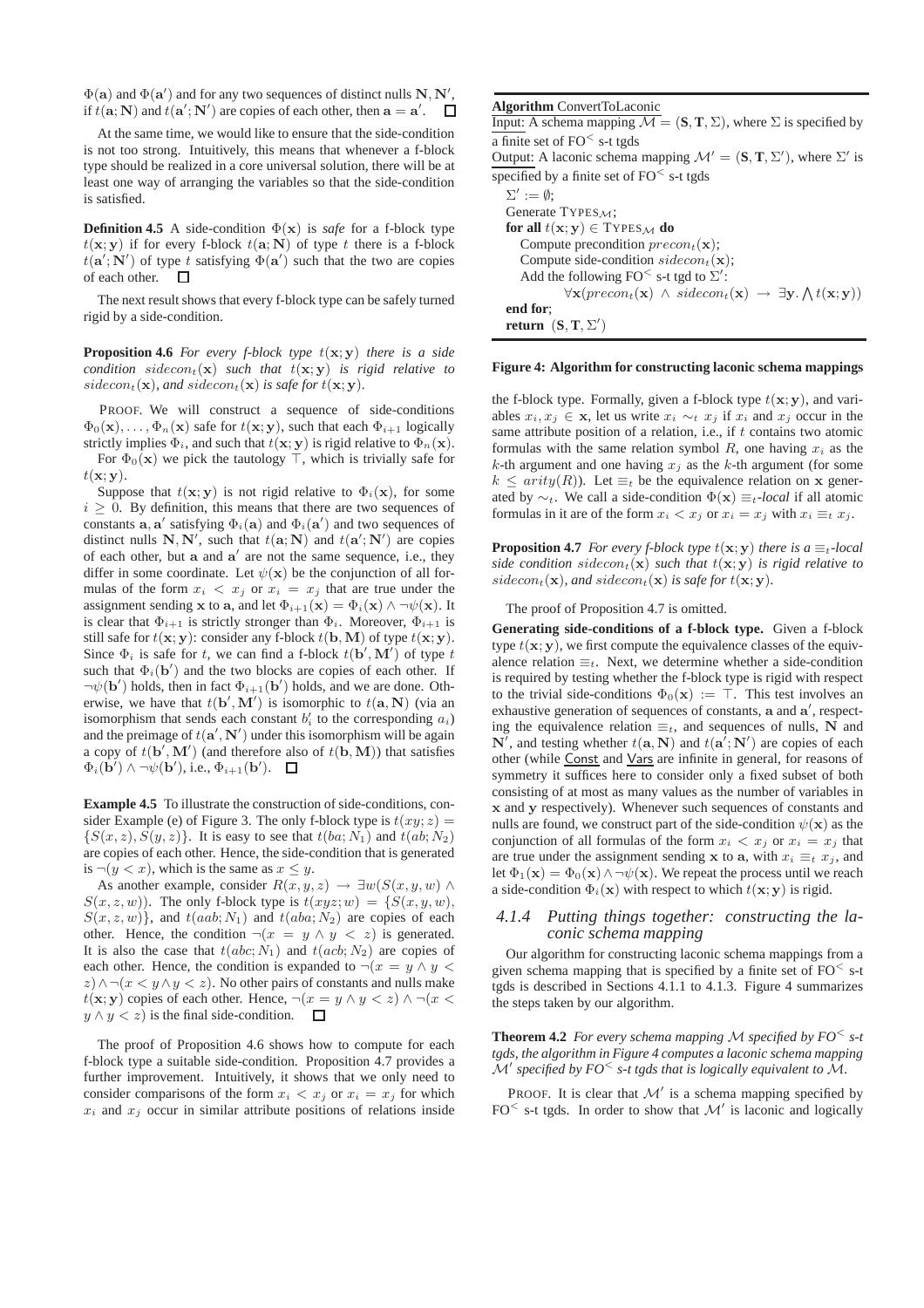$\Phi(\mathbf{a})$ and $\Phi(\mathbf{a}')$ and for any two sequences of distinct nulls $\mathbf{N}, \mathbf{N}'$, if $t(\mathbf{a}; \mathbf{N})$ and $t(\mathbf{a}'; \mathbf{N}')$ are copies of each other, then $\mathbf{a} = \mathbf{a}'$. $\square$

At the same time, we would like to ensure that the side-condition is not too strong. Intuitively, this means that whenever a f-block type should be realized in a core universal solution, there will be at least one way of arranging the variables so that the side-condition is satisfied.

**Definition 4.5** A side-condition $\Phi(\mathbf{x})$ is *safe* for a f-block type $t(\mathbf{x}; \mathbf{y})$ if for every f-block $t(\mathbf{a}; \mathbf{N})$ of type $t$ there is a f-block $t(\mathbf{a}'; \mathbf{N}')$ of type $t$ satisfying $\Phi(\mathbf{a}')$ such that the two are copies of each other. $\square$

The next result shows that every f-block type can be safely turned rigid by a side-condition.

**Proposition 4.6** *For every f-block type $t(\mathbf{x}; \mathbf{y})$ there is a side condition $sidecon_t(\mathbf{x})$ such that $t(\mathbf{x}; \mathbf{y})$ is rigid relative to $sidecon_t(\mathbf{x})$, and $sidecon_t(\mathbf{x})$ is safe for $t(\mathbf{x}; \mathbf{y})$.*

PROOF. We will construct a sequence of side-conditions $\Phi_0(\mathbf{x}), \ldots, \Phi_n(\mathbf{x})$ safe for $t(\mathbf{x}; \mathbf{y})$, such that each $\Phi_{i+1}$ logically strictly implies $\Phi_i$, and such that $t(\mathbf{x}; \mathbf{y})$ is rigid relative to $\Phi_n(\mathbf{x})$.

For $\Phi_0(\mathbf{x})$ we pick the tautology $\top$, which is trivially safe for $t(\mathbf{x}; \mathbf{y})$.

Suppose that $t(\mathbf{x}; \mathbf{y})$ is not rigid relative to $\Phi_i(\mathbf{x})$, for some $i \geq 0$. By definition, this means that there are two sequences of constants $\mathbf{a}, \mathbf{a}'$ satisfying $\Phi_i(\mathbf{a})$ and $\Phi_i(\mathbf{a}')$ and two sequences of distinct nulls $\mathbf{N}, \mathbf{N}'$, such that $t(\mathbf{a}; \mathbf{N})$ and $t(\mathbf{a}'; \mathbf{N}')$ are copies of each other, but $\mathbf{a}$ and $\mathbf{a}'$ are not the same sequence, i.e., they differ in some coordinate. Let $\psi(\mathbf{x})$ be the conjunction of all formulas of the form $x_i < x_j$ or $x_i = x_j$ that are true under the assignment sending $\mathbf{x}$ to $\mathbf{a}$, and let $\Phi_{i+1}(\mathbf{x}) = \Phi_i(\mathbf{x}) \wedge \neg\psi(\mathbf{x})$. It is clear that $\Phi_{i+1}$ is strictly stronger than $\Phi_i$. Moreover, $\Phi_{i+1}$ is still safe for $t(\mathbf{x}; \mathbf{y})$: consider any f-block $t(\mathbf{b}, \mathbf{M})$ of type $t(\mathbf{x}; \mathbf{y})$. Since $\Phi_i$ is safe for $t$, we can find a f-block $t(\mathbf{b}', \mathbf{M}')$ of type $t$ such that $\Phi_i(\mathbf{b}')$ and the two blocks are copies of each other. If $\neg\psi(\mathbf{b}')$ holds, then in fact $\Phi_{i+1}(\mathbf{b}')$ holds, and we are done. Otherwise, we have that $t(\mathbf{b}', \mathbf{M}')$ is isomorphic to $t(\mathbf{a}, \mathbf{N})$ (via an isomorphism that sends each constant $b'_i$ to the corresponding $a_i$) and the preimage of $t(\mathbf{a}', \mathbf{N}')$ under this isomorphism will be again a copy of $t(\mathbf{b}', \mathbf{M}')$ (and therefore also of $t(\mathbf{b}, \mathbf{M})$) that satisfies $\Phi_i(\mathbf{b}') \wedge \neg\psi(\mathbf{b}')$, i.e., $\Phi_{i+1}(\mathbf{b}')$. $\square$

**Example 4.5** To illustrate the construction of side-conditions, consider Example (e) of Figure 3. The only f-block type is $t(xy; z) = \{S(x, z), S(y, z)\}$. It is easy to see that $t(ba; N_1)$ and $t(ab; N_2)$ are copies of each other. Hence, the side-condition that is generated is $\neg(y < x)$, which is the same as $x \leq y$.

As another example, consider $R(x, y, z) \rightarrow \exists w(S(x, y, w) \wedge S(x, z, w))$. The only f-block type is $t(xyz; w) = \{S(x, y, w), S(x, z, w)\}$, and $t(aab; N_1)$ and $t(aba; N_2)$ are copies of each other. Hence, the condition $\neg(x = y \wedge y < z)$ is generated. It is also the case that $t(abc; N_1)$ and $t(acb; N_2)$ are copies of each other. Hence, the condition is expanded to $\neg(x = y \wedge y < z) \wedge \neg(x < y \wedge y < z)$. No other pairs of constants and nulls make $t(\mathbf{x}; \mathbf{y})$ copies of each other. Hence, $\neg(x = y \wedge y < z) \wedge \neg(x < y \wedge y < z)$ is the final side-condition. $\square$

The proof of Proposition 4.6 shows how to compute for each f-block type a suitable side-condition. Proposition 4.7 provides a further improvement. Intuitively, it shows that we only need to consider comparisons of the form $x_i < x_j$ or $x_i = x_j$ for which $x_i$ and $x_j$ occur in similar attribute positions of relations inside the f-block type. Formally, given a f-block type $t(\mathbf{x}; \mathbf{y})$, and variables $x_i, x_j \in \mathbf{x}$, let us write $x_i \sim_t x_j$ if $x_i$ and $x_j$ occur in the same attribute position of a relation, i.e., if $t$ contains two atomic formulas with the same relation symbol $R$, one having $x_i$ as the $k$-th argument and one having $x_j$ as the $k$-th argument (for some $k \leq arity(R)$). Let $\equiv_t$ be the equivalence relation on $\mathbf{x}$ generated by $\sim_t$. We call a side-condition $\Phi(\mathbf{x})$ $\equiv_t$*-local* if all atomic formulas in it are of the form $x_i < x_j$ or $x_i = x_j$ with $x_i \equiv_t x_j$.

**Proposition 4.7** *For every f-block type $t(\mathbf{x}; \mathbf{y})$ there is a $\equiv_t$-local side condition $sidecon_t(\mathbf{x})$ such that $t(\mathbf{x}; \mathbf{y})$ is rigid relative to $sidecon_t(\mathbf{x})$, and $sidecon_t(\mathbf{x})$ is safe for $t(\mathbf{x}; \mathbf{y})$.*

The proof of Proposition 4.7 is omitted.

**Generating side-conditions of a f-block type.** Given a f-block type $t(\mathbf{x}; \mathbf{y})$, we first compute the equivalence classes of the equivalence relation $\equiv_t$. Next, we determine whether a side-condition is required by testing whether the f-block type is rigid with respect to the trivial side-conditions $\Phi_0(\mathbf{x}) := \top$. This test involves an exhaustive generation of sequences of constants, $\mathbf{a}$ and $\mathbf{a}'$, respecting the equivalence relation $\equiv_t$, and sequences of nulls, $\mathbf{N}$ and $\mathbf{N}'$, and testing whether $t(\mathbf{a}, \mathbf{N})$ and $t(\mathbf{a}'; \mathbf{N}')$ are copies of each other (while Const and Vars are infinite in general, for reasons of symmetry it suffices here to consider only a fixed subset of both consisting of at most as many values as the number of variables in $\mathbf{x}$ and $\mathbf{y}$ respectively). Whenever such sequences of constants and nulls are found, we construct part of the side-condition $\psi(\mathbf{x})$ as the conjunction of all formulas of the form $x_i < x_j$ or $x_i = x_j$ that are true under the assignment sending $\mathbf{x}$ to $\mathbf{a}$, with $x_i \equiv_t x_j$, and let $\Phi_1(\mathbf{x}) = \Phi_0(\mathbf{x}) \wedge \neg\psi(\mathbf{x})$. We repeat the process until we reach a side-condition $\Phi_i(\mathbf{x})$ with respect to which $t(\mathbf{x}; \mathbf{y})$ is rigid.

#### 4.1.4 Putting things together: constructing the laconic schema mapping

Our algorithm for constructing laconic schema mappings from a given schema mapping that is specified by a finite set of FO$^<$ s-t tgds is described in Sections 4.1.1 to 4.1.3. Figure 4 summarizes the steps taken by our algorithm.

**Algorithm** ConvertToLaconic

Input: A schema mapping $\mathcal{M} = (\mathbf{S}, \mathbf{T}, \Sigma)$, where $\Sigma$ is specified by a finite set of FO$^<$ s-t tgds

Output: A laconic schema mapping $\mathcal{M}' = (\mathbf{S}, \mathbf{T}, \Sigma')$, where $\Sigma'$ is specified by a finite set of FO$^<$ s-t tgds

```
Σ' := ∅;
Generate TYPES_M;
for all t(x; y) ∈ TYPES_M do
    Compute precondition precon_t(x);
    Compute side-condition sidecon_t(x);
    Add the following FO< s-t tgd to Σ':
        ∀x(precon_t(x) ∧ sidecon_t(x) → ∃y. ⋀ t(x; y))
end for;
return (S, T, Σ')
```

**Figure 4: Algorithm for constructing laconic schema mappings**

**Theorem 4.2** *For every schema mapping $\mathcal{M}$ specified by FO$^<$ s-t tgds, the algorithm in Figure 4 computes a laconic schema mapping $\mathcal{M}'$ specified by FO$^<$ s-t tgds that is logically equivalent to $\mathcal{M}$.*

PROOF. It is clear that $\mathcal{M}'$ is a schema mapping specified by FO$^<$ s-t tgds. In order to show that $\mathcal{M}'$ is laconic and logically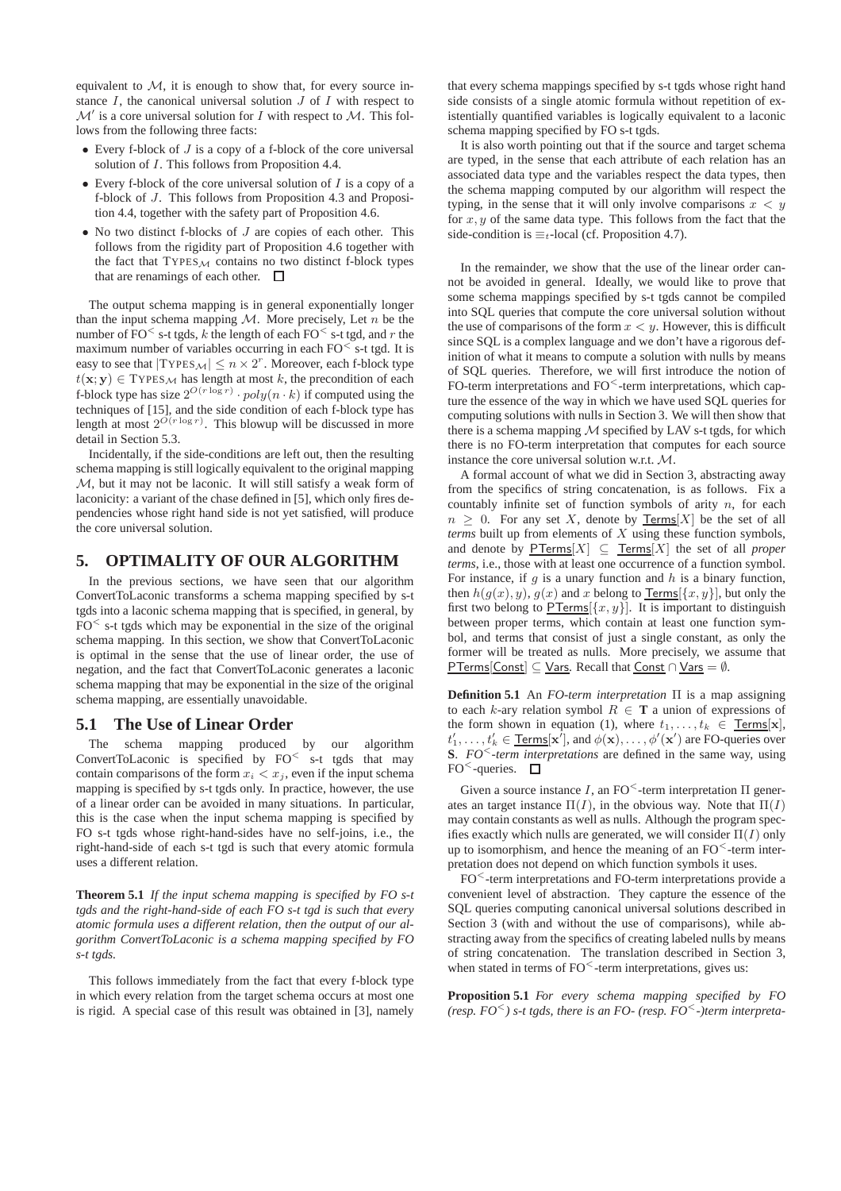equivalent to $\mathcal{M}$, it is enough to show that, for every source instance $I$, the canonical universal solution $J$ of $I$ with respect to $\mathcal{M}'$ is a core universal solution for $I$ with respect to $\mathcal{M}$. This follows from the following three facts:

- Every f-block of $J$ is a copy of a f-block of the core universal solution of $I$. This follows from Proposition 4.4.
- Every f-block of the core universal solution of $I$ is a copy of a f-block of $J$. This follows from Proposition 4.3 and Proposition 4.4, together with the safety part of Proposition 4.6.
- No two distinct f-blocks of $J$ are copies of each other. This follows from the rigidity part of Proposition 4.6 together with the fact that $\text{TYPES}_{\mathcal{M}}$ contains no two distinct f-block types that are renamings of each other. $\square$

The output schema mapping is in general exponentially longer than the input schema mapping $\mathcal{M}$. More precisely, Let $n$ be the number of $\text{FO}^<$ s-t tgds, $k$ the length of each $\text{FO}^<$ s-t tgd, and $r$ the maximum number of variables occurring in each $\text{FO}^<$ s-t tgd. It is easy to see that $|\text{TYPES}_{\mathcal{M}}| \leq n \times 2^r$. Moreover, each f-block type $t(\mathbf{x}; \mathbf{y}) \in \text{TYPES}_{\mathcal{M}}$ has length at most $k$, the precondition of each f-block type has size $2^{O(r \log r)} \cdot poly(n \cdot k)$ if computed using the techniques of [15], and the side condition of each f-block type has length at most $2^{O(r \log r)}$. This blowup will be discussed in more detail in Section 5.3.

Incidentally, if the side-conditions are left out, then the resulting schema mapping is still logically equivalent to the original mapping $\mathcal{M}$, but it may not be laconic. It will still satisfy a weak form of laconicity: a variant of the chase defined in [5], which only fires dependencies whose right hand side is not yet satisfied, will produce the core universal solution.

## 5. OPTIMALITY OF OUR ALGORITHM

In the previous sections, we have seen that our algorithm ConvertToLaconic transforms a schema mapping specified by s-t tgds into a laconic schema mapping that is specified, in general, by $\text{FO}^<$ s-t tgds which may be exponential in the size of the original schema mapping. In this section, we show that ConvertToLaconic is optimal in the sense that the use of linear order, the use of negation, and the fact that ConvertToLaconic generates a laconic schema mapping that may be exponential in the size of the original schema mapping, are essentially unavoidable.

### 5.1 The Use of Linear Order

The schema mapping produced by our algorithm ConvertToLaconic is specified by $\text{FO}^<$ s-t tgds that may contain comparisons of the form $x_i < x_j$, even if the input schema mapping is specified by s-t tgds only. In practice, however, the use of a linear order can be avoided in many situations. In particular, this is the case when the input schema mapping is specified by FO s-t tgds whose right-hand-sides have no self-joins, i.e., the right-hand-side of each s-t tgd is such that every atomic formula uses a different relation.

**Theorem 5.1** *If the input schema mapping is specified by FO s-t tgds and the right-hand-side of each FO s-t tgd is such that every atomic formula uses a different relation, then the output of our algorithm ConvertToLaconic is a schema mapping specified by FO s-t tgds.*

This follows immediately from the fact that every f-block type in which every relation from the target schema occurs at most one is rigid. A special case of this result was obtained in [3], namely that every schema mappings specified by s-t tgds whose right hand side consists of a single atomic formula without repetition of existentially quantified variables is logically equivalent to a laconic schema mapping specified by FO s-t tgds.

It is also worth pointing out that if the source and target schema are typed, in the sense that each attribute of each relation has an associated data type and the variables respect the data types, then the schema mapping computed by our algorithm will respect the typing, in the sense that it will only involve comparisons $x < y$ for $x, y$ of the same data type. This follows from the fact that the side-condition is $\equiv_t$-local (cf. Proposition 4.7).

In the remainder, we show that the use of the linear order cannot be avoided in general. Ideally, we would like to prove that some schema mappings specified by s-t tgds cannot be compiled into SQL queries that compute the core universal solution without the use of comparisons of the form $x < y$. However, this is difficult since SQL is a complex language and we don't have a rigorous definition of what it means to compute a solution with nulls by means of SQL queries. Therefore, we will first introduce the notion of FO-term interpretations and $\text{FO}^<$-term interpretations, which capture the essence of the way in which we have used SQL queries for computing solutions with nulls in Section 3. We will then show that there is a schema mapping $\mathcal{M}$ specified by LAV s-t tgds, for which there is no FO-term interpretation that computes for each source instance the core universal solution w.r.t. $\mathcal{M}$.

A formal account of what we did in Section 3, abstracting away from the specifics of string concatenation, is as follows. Fix a countably infinite set of function symbols of arity $n$, for each $n \geq 0$. For any set $X$, denote by $\underline{\mathsf{Terms}}[X]$ be the set of all *terms* built up from elements of $X$ using these function symbols, and denote by $\underline{\mathsf{PTerms}}[X] \subseteq \underline{\mathsf{Terms}}[X]$ the set of all *proper terms*, i.e., those with at least one occurrence of a function symbol. For instance, if $g$ is a unary function and $h$ is a binary function, then $h(g(x), y)$, $g(x)$ and $x$ belong to $\underline{\mathsf{Terms}}[\{x, y\}]$, but only the first two belong to $\underline{\mathsf{PTerms}}[\{x, y\}]$. It is important to distinguish between proper terms, which contain at least one function symbol, and terms that consist of just a single constant, as only the former will be treated as nulls. More precisely, we assume that $\underline{\mathsf{PTerms}}[\underline{\mathsf{Const}}] \subseteq \underline{\mathsf{Vars}}$. Recall that $\underline{\mathsf{Const}} \cap \underline{\mathsf{Vars}} = \emptyset$.

**Definition 5.1** An *FO-term interpretation* $\Pi$ is a map assigning to each $k$-ary relation symbol $R \in \mathbf{T}$ a union of expressions of the form shown in equation (1), where $t_1, \ldots, t_k \in \underline{\mathsf{Terms}}[\mathbf{x}]$, $t'_1, \ldots, t'_k \in \underline{\mathsf{Terms}}[\mathbf{x}']$, and $\phi(\mathbf{x}), \ldots, \phi'(\mathbf{x}')$ are FO-queries over $\mathbf{S}$. *$\text{FO}^<$-term interpretations* are defined in the same way, using $\text{FO}^<$-queries. $\square$

Given a source instance $I$, an $\text{FO}^<$-term interpretation $\Pi$ generates an target instance $\Pi(I)$, in the obvious way. Note that $\Pi(I)$ may contain constants as well as nulls. Although the program specifies exactly which nulls are generated, we will consider $\Pi(I)$ only up to isomorphism, and hence the meaning of an $\text{FO}^<$-term interpretation does not depend on which function symbols it uses.

$\text{FO}^<$-term interpretations and FO-term interpretations provide a convenient level of abstraction. They capture the essence of the SQL queries computing canonical universal solutions described in Section 3 (with and without the use of comparisons), while abstracting away from the specifics of creating labeled nulls by means of string concatenation. The translation described in Section 3, when stated in terms of $\text{FO}^<$-term interpretations, gives us:

**Proposition 5.1** *For every schema mapping specified by FO (resp. $\text{FO}^<$) s-t tgds, there is an FO- (resp. $\text{FO}^<$-)term interpreta-*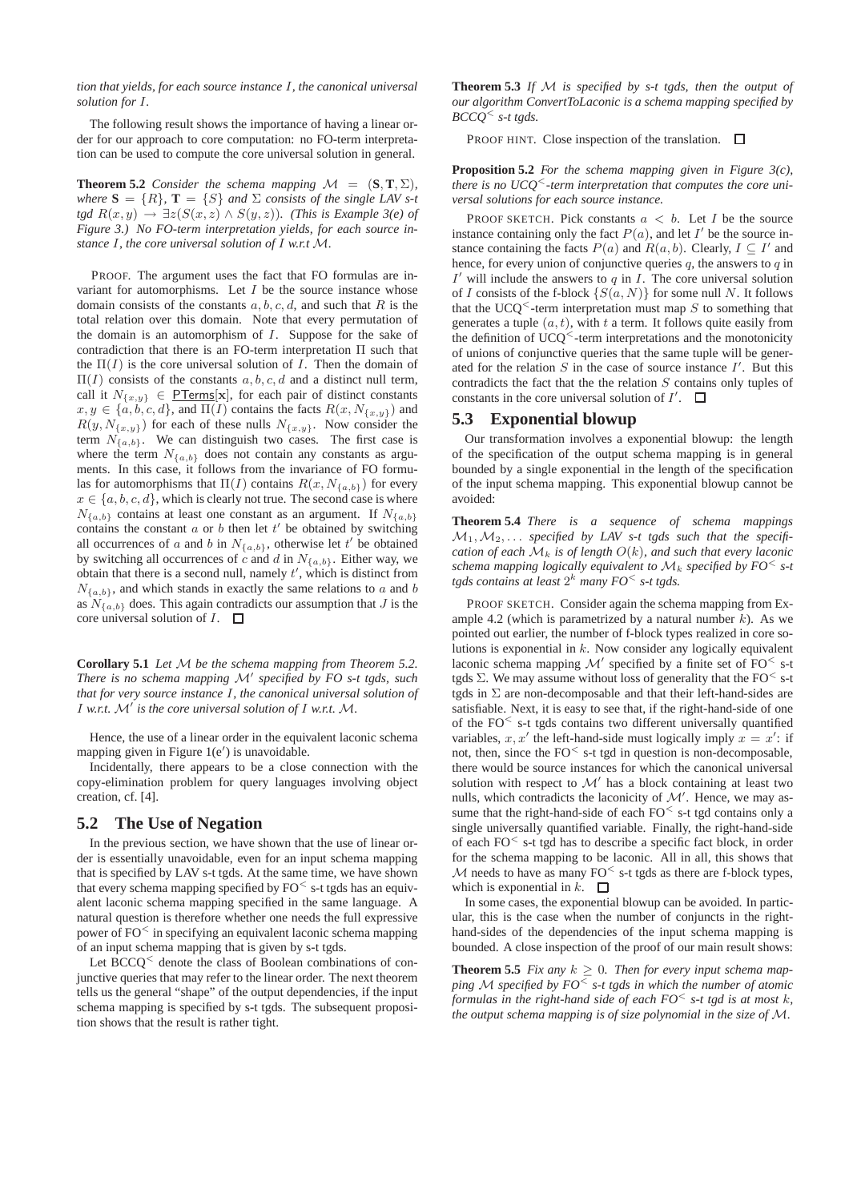*tion that yields, for each source instance $I$, the canonical universal solution for $I$.*

The following result shows the importance of having a linear order for our approach to core computation: no FO-term interpretation can be used to compute the core universal solution in general.

**Theorem 5.2** *Consider the schema mapping $\mathcal{M} = (\mathbf{S}, \mathbf{T}, \Sigma)$, where $\mathbf{S} = \{R\}$, $\mathbf{T} = \{S\}$ and $\Sigma$ consists of the single LAV s-t tgd $R(x, y) \rightarrow \exists z(S(x, z) \wedge S(y, z))$. (This is Example 3(e) of Figure 3.) No FO-term interpretation yields, for each source instance $I$, the core universal solution of $I$ w.r.t $\mathcal{M}$.*

PROOF. The argument uses the fact that FO formulas are invariant for automorphisms. Let $I$ be the source instance whose domain consists of the constants $a, b, c, d$, and such that $R$ is the total relation over this domain. Note that every permutation of the domain is an automorphism of $I$. Suppose for the sake of contradiction that there is an FO-term interpretation $\Pi$ such that the $\Pi(I)$ is the core universal solution of $I$. Then the domain of $\Pi(I)$ consists of the constants $a, b, c, d$ and a distinct null term, call it $N_{\{x,y\}} \in \underline{\mathsf{PTerms}}[\mathbf{x}]$, for each pair of distinct constants $x, y \in \{a, b, c, d\}$, and $\Pi(I)$ contains the facts $R(x, N_{\{x,y\}})$ and $R(y, N_{\{x,y\}})$ for each of these nulls $N_{\{x,y\}}$. Now consider the term $N_{\{a,b\}}$. We can distinguish two cases. The first case is where the term $N_{\{a,b\}}$ does not contain any constants as arguments. In this case, it follows from the invariance of FO formulas for automorphisms that $\Pi(I)$ contains $R(x, N_{\{a,b\}})$ for every $x \in \{a, b, c, d\}$, which is clearly not true. The second case is where $N_{\{a,b\}}$ contains at least one constant as an argument. If $N_{\{a,b\}}$ contains the constant $a$ or $b$ then let $t'$ be obtained by switching all occurrences of $a$ and $b$ in $N_{\{a,b\}}$, otherwise let $t'$ be obtained by switching all occurrences of $c$ and $d$ in $N_{\{a,b\}}$. Either way, we obtain that there is a second null, namely $t'$, which is distinct from $N_{\{a,b\}}$, and which stands in exactly the same relations to $a$ and $b$ as $N_{\{a,b\}}$ does. This again contradicts our assumption that $J$ is the core universal solution of $I$. $\square$

**Corollary 5.1** *Let $\mathcal{M}$ be the schema mapping from Theorem 5.2. There is no schema mapping $\mathcal{M}'$ specified by FO s-t tgds, such that for every source instance $I$, the canonical universal solution of $I$ w.r.t. $\mathcal{M}'$ is the core universal solution of $I$ w.r.t. $\mathcal{M}$.*

Hence, the use of a linear order in the equivalent laconic schema mapping given in Figure 1(e′) is unavoidable.

Incidentally, there appears to be a close connection with the copy-elimination problem for query languages involving object creation, cf. [4].

## 5.2 The Use of Negation

In the previous section, we have shown that the use of linear order is essentially unavoidable, even for an input schema mapping that is specified by LAV s-t tgds. At the same time, we have shown that every schema mapping specified by FO$^<$ s-t tgds has an equivalent laconic schema mapping specified in the same language. A natural question is therefore whether one needs the full expressive power of FO$^<$ in specifying an equivalent laconic schema mapping of an input schema mapping that is given by s-t tgds.

Let BCCQ$^<$ denote the class of Boolean combinations of conjunctive queries that may refer to the linear order. The next theorem tells us the general "shape" of the output dependencies, if the input schema mapping is specified by s-t tgds. The subsequent proposition shows that the result is rather tight.

**Theorem 5.3** *If $\mathcal{M}$ is specified by s-t tgds, then the output of our algorithm ConvertToLaconic is a schema mapping specified by BCCQ$^<$ s-t tgds.*

PROOF HINT. Close inspection of the translation. $\square$

**Proposition 5.2** *For the schema mapping given in Figure 3(c), there is no UCQ$^<$-term interpretation that computes the core universal solutions for each source instance.*

PROOF SKETCH. Pick constants $a < b$. Let $I$ be the source instance containing only the fact $P(a)$, and let $I'$ be the source instance containing the facts $P(a)$ and $R(a, b)$. Clearly, $I \subseteq I'$ and hence, for every union of conjunctive queries $q$, the answers to $q$ in $I'$ will include the answers to $q$ in $I$. The core universal solution of $I$ consists of the f-block $\{S(a, N)\}$ for some null $N$. It follows that the UCQ$^<$-term interpretation must map $S$ to something that generates a tuple $(a, t)$, with $t$ a term. It follows quite easily from the definition of UCQ$^<$-term interpretations and the monotonicity of unions of conjunctive queries that the same tuple will be generated for the relation $S$ in the case of source instance $I'$. But this contradicts the fact that the the relation $S$ contains only tuples of constants in the core universal solution of $I'$. $\square$

## 5.3 Exponential blowup

Our transformation involves a exponential blowup: the length of the specification of the output schema mapping is in general bounded by a single exponential in the length of the specification of the input schema mapping. This exponential blowup cannot be avoided:

**Theorem 5.4** *There is a sequence of schema mappings $\mathcal{M}_1, \mathcal{M}_2, \ldots$ specified by LAV s-t tgds such that the specification of each $\mathcal{M}_k$ is of length $O(k)$, and such that every laconic schema mapping logically equivalent to $\mathcal{M}_k$ specified by FO$^<$ s-t tgds contains at least $2^k$ many FO$^<$ s-t tgds.*

PROOF SKETCH. Consider again the schema mapping from Example 4.2 (which is parametrized by a natural number $k$). As we pointed out earlier, the number of f-block types realized in core solutions is exponential in $k$. Now consider any logically equivalent laconic schema mapping $\mathcal{M}'$ specified by a finite set of FO$^<$ s-t tgds $\Sigma$. We may assume without loss of generality that the FO$^<$ s-t tgds in $\Sigma$ are non-decomposable and that their left-hand-sides are satisfiable. Next, it is easy to see that, if the right-hand-side of one of the FO$^<$ s-t tgds contains two different universally quantified variables, $x, x'$ the left-hand-side must logically imply $x = x'$: if not, then, since the FO$^<$ s-t tgd in question is non-decomposable, there would be source instances for which the canonical universal solution with respect to $\mathcal{M}'$ has a block containing at least two nulls, which contradicts the laconicity of $\mathcal{M}'$. Hence, we may assume that the right-hand-side of each FO$^<$ s-t tgd contains only a single universally quantified variable. Finally, the right-hand-side of each FO$^<$ s-t tgd has to describe a specific fact block, in order for the schema mapping to be laconic. All in all, this shows that $\mathcal{M}$ needs to have as many FO$^<$ s-t tgds as there are f-block types, which is exponential in $k$. $\square$

In some cases, the exponential blowup can be avoided. In particular, this is the case when the number of conjuncts in the right-hand-sides of the dependencies of the input schema mapping is bounded. A close inspection of the proof of our main result shows:

**Theorem 5.5** *Fix any $k \geq 0$. Then for every input schema mapping $\mathcal{M}$ specified by FO$^<$ s-t tgds in which the number of atomic formulas in the right-hand side of each FO$^<$ s-t tgd is at most $k$, the output schema mapping is of size polynomial in the size of $\mathcal{M}$.*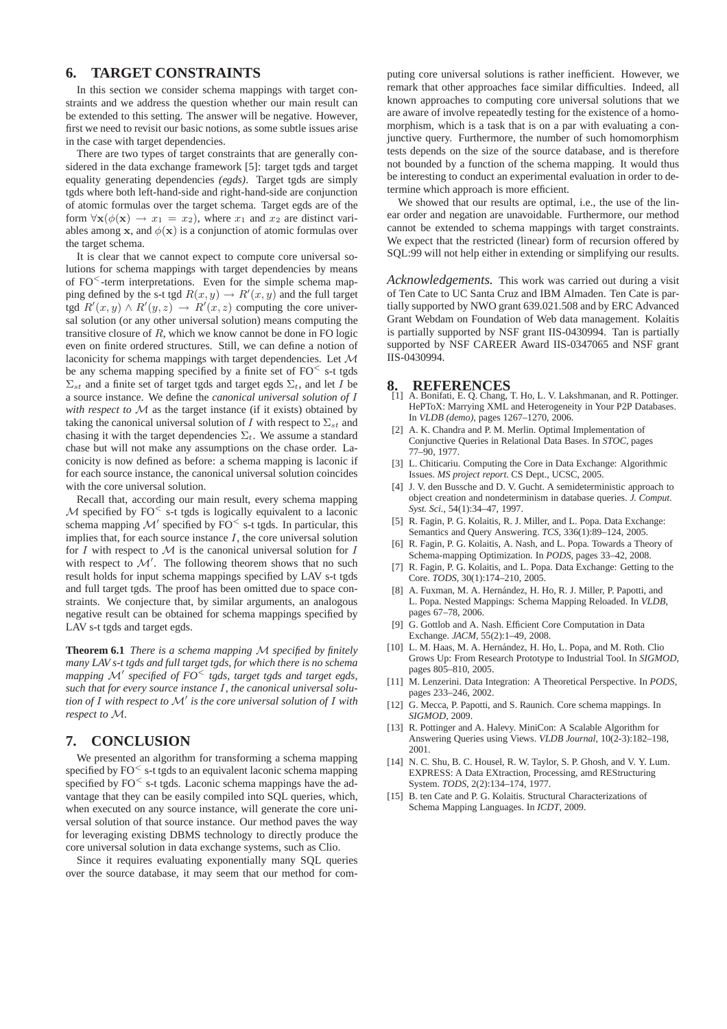## 6. TARGET CONSTRAINTS

In this section we consider schema mappings with target constraints and we address the question whether our main result can be extended to this setting. The answer will be negative. However, first we need to revisit our basic notions, as some subtle issues arise in the case with target dependencies.

There are two types of target constraints that are generally considered in the data exchange framework [5]: target tgds and target equality generating dependencies *(egds)*. Target tgds are simply tgds where both left-hand-side and right-hand-side are conjunction of atomic formulas over the target schema. Target egds are of the form $\forall \mathbf{x}(\phi(\mathbf{x}) \rightarrow x_1 = x_2)$, where $x_1$ and $x_2$ are distinct variables among $\mathbf{x}$, and $\phi(\mathbf{x})$ is a conjunction of atomic formulas over the target schema.

It is clear that we cannot expect to compute core universal solutions for schema mappings with target dependencies by means of $\text{FO}^<$-term interpretations. Even for the simple schema mapping defined by the s-t tgd $R(x, y) \rightarrow R'(x, y)$ and the full target tgd $R'(x, y) \wedge R'(y, z) \rightarrow R'(x, z)$ computing the core universal solution (or any other universal solution) means computing the transitive closure of $R$, which we know cannot be done in FO logic even on finite ordered structures. Still, we can define a notion of laconicity for schema mappings with target dependencies. Let $\mathcal{M}$ be any schema mapping specified by a finite set of $\text{FO}^<$ s-t tgds $\Sigma_{st}$ and a finite set of target tgds and target egds $\Sigma_t$, and let $I$ be a source instance. We define the *canonical universal solution of $I$ with respect to $\mathcal{M}$* as the target instance (if it exists) obtained by taking the canonical universal solution of $I$ with respect to $\Sigma_{st}$ and chasing it with the target dependencies $\Sigma_t$. We assume a standard chase but will not make any assumptions on the chase order. Laconicity is now defined as before: a schema mapping is laconic if for each source instance, the canonical universal solution coincides with the core universal solution.

Recall that, according our main result, every schema mapping $\mathcal{M}$ specified by $\text{FO}^<$ s-t tgds is logically equivalent to a laconic schema mapping $\mathcal{M}'$ specified by $\text{FO}^<$ s-t tgds. In particular, this implies that, for each source instance $I$, the core universal solution for $I$ with respect to $\mathcal{M}$ is the canonical universal solution for $I$ with respect to $\mathcal{M}'$. The following theorem shows that no such result holds for input schema mappings specified by LAV s-t tgds and full target tgds. The proof has been omitted due to space constraints. We conjecture that, by similar arguments, an analogous negative result can be obtained for schema mappings specified by LAV s-t tgds and target egds.

**Theorem 6.1** *There is a schema mapping $\mathcal{M}$ specified by finitely many LAV s-t tgds and full target tgds, for which there is no schema mapping $\mathcal{M}'$ specified of $\text{FO}^<$ tgds, target tgds and target egds, such that for every source instance $I$, the canonical universal solution of $I$ with respect to $\mathcal{M}'$ is the core universal solution of $I$ with respect to $\mathcal{M}$.*

## 7. CONCLUSION

We presented an algorithm for transforming a schema mapping specified by $\text{FO}^<$ s-t tgds to an equivalent laconic schema mapping specified by $\text{FO}^<$ s-t tgds. Laconic schema mappings have the advantage that they can be easily compiled into SQL queries, which, when executed on any source instance, will generate the core universal solution of that source instance. Our method paves the way for leveraging existing DBMS technology to directly produce the core universal solution in data exchange systems, such as Clio.

Since it requires evaluating exponentially many SQL queries over the source database, it may seem that our method for computing core universal solutions is rather inefficient. However, we remark that other approaches face similar difficulties. Indeed, all known approaches to computing core universal solutions that we are aware of involve repeatedly testing for the existence of a homomorphism, which is a task that is on a par with evaluating a conjunctive query. Furthermore, the number of such homomorphism tests depends on the size of the source database, and is therefore not bounded by a function of the schema mapping. It would thus be interesting to conduct an experimental evaluation in order to determine which approach is more efficient.

We showed that our results are optimal, i.e., the use of the linear order and negation are unavoidable. Furthermore, our method cannot be extended to schema mappings with target constraints. We expect that the restricted (linear) form of recursion offered by SQL:99 will not help either in extending or simplifying our results.

*Acknowledgements.* This work was carried out during a visit of Ten Cate to UC Santa Cruz and IBM Almaden. Ten Cate is partially supported by NWO grant 639.021.508 and by ERC Advanced Grant Webdam on Foundation of Web data management. Kolaitis is partially supported by NSF grant IIS-0430994. Tan is partially supported by NSF CAREER Award IIS-0347065 and NSF grant IIS-0430994.

## 8. REFERENCES

[1] A. Bonifati, E. Q. Chang, T. Ho, L. V. Lakshmanan, and R. Pottinger. HePToX: Marrying XML and Heterogeneity in Your P2P Databases. In *VLDB (demo)*, pages 1267–1270, 2006.

[2] A. K. Chandra and P. M. Merlin. Optimal Implementation of Conjunctive Queries in Relational Data Bases. In *STOC*, pages 77–90, 1977.

[3] L. Chiticariu. Computing the Core in Data Exchange: Algorithmic Issues. *MS project report*. CS Dept., UCSC, 2005.

[4] J. V. den Bussche and D. V. Gucht. A semideterministic approach to object creation and nondeterminism in database queries. *J. Comput. Syst. Sci.*, 54(1):34–47, 1997.

[5] R. Fagin, P. G. Kolaitis, R. J. Miller, and L. Popa. Data Exchange: Semantics and Query Answering. *TCS*, 336(1):89–124, 2005.

[6] R. Fagin, P. G. Kolaitis, A. Nash, and L. Popa. Towards a Theory of Schema-mapping Optimization. In *PODS*, pages 33–42, 2008.

[7] R. Fagin, P. G. Kolaitis, and L. Popa. Data Exchange: Getting to the Core. *TODS*, 30(1):174–210, 2005.

[8] A. Fuxman, M. A. Hernández, H. Ho, R. J. Miller, P. Papotti, and L. Popa. Nested Mappings: Schema Mapping Reloaded. In *VLDB*, pages 67–78, 2006.

[9] G. Gottlob and A. Nash. Efficient Core Computation in Data Exchange. *JACM*, 55(2):1–49, 2008.

[10] L. M. Haas, M. A. Hernández, H. Ho, L. Popa, and M. Roth. Clio Grows Up: From Research Prototype to Industrial Tool. In *SIGMOD*, pages 805–810, 2005.

[11] M. Lenzerini. Data Integration: A Theoretical Perspective. In *PODS*, pages 233–246, 2002.

[12] G. Mecca, P. Papotti, and S. Raunich. Core schema mappings. In *SIGMOD*, 2009.

[13] R. Pottinger and A. Halevy. MiniCon: A Scalable Algorithm for Answering Queries using Views. *VLDB Journal*, 10(2-3):182–198, 2001.

[14] N. C. Shu, B. C. Housel, R. W. Taylor, S. P. Ghosh, and V. Y. Lum. EXPRESS: A Data EXtraction, Processing, amd REStructuring System. *TODS*, 2(2):134–174, 1977.

[15] B. ten Cate and P. G. Kolaitis. Structural Characterizations of Schema Mapping Languages. In *ICDT*, 2009.